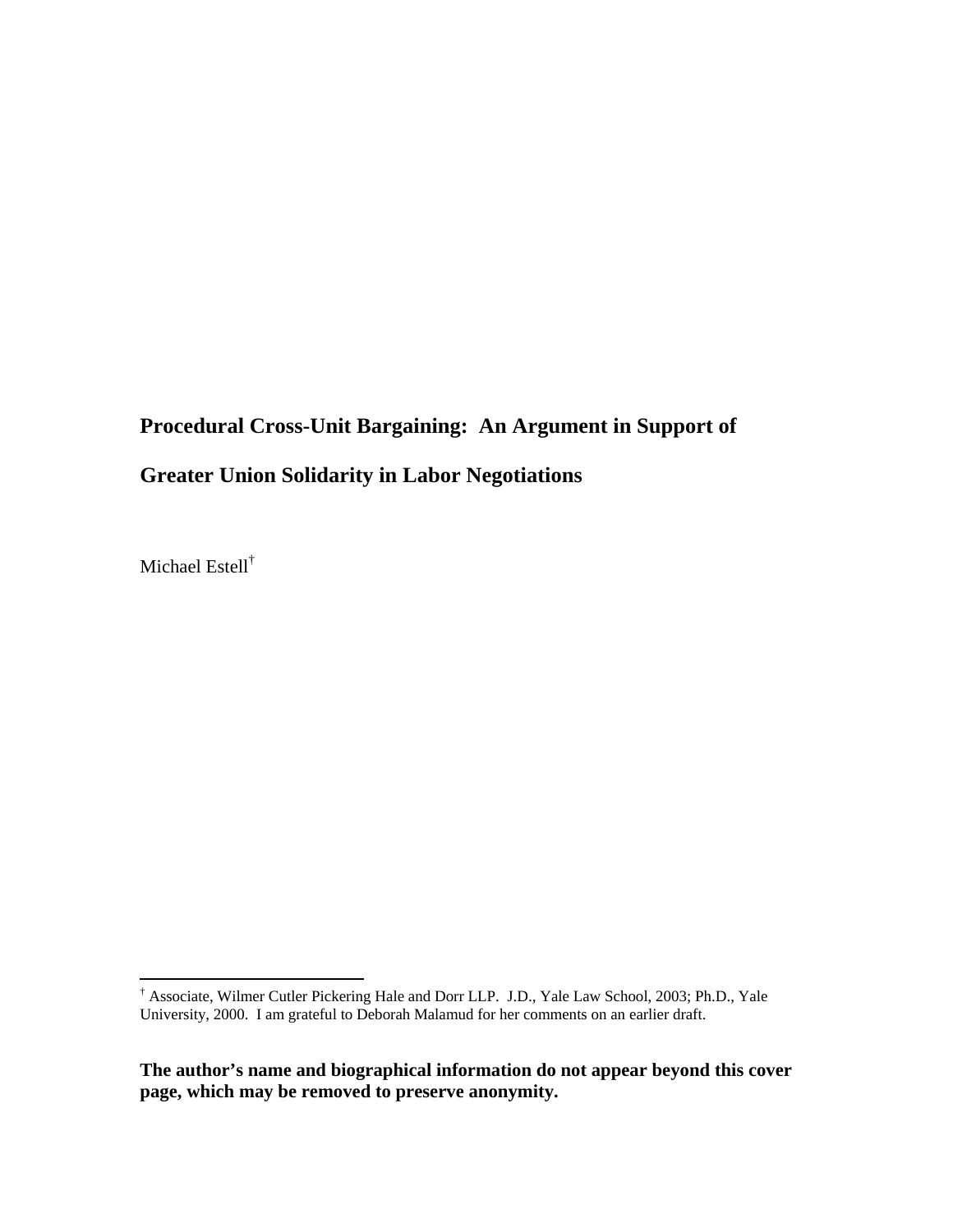# Procedural Cross-Unit Bargaining: An Argument in Support of Greater Union Solidarity in Labor Negotiations

Michael Estell[†]

[†] Associate, Wilmer Cutler Pickering Hale and Dorr LLP. J.D., Yale Law School, 2003; Ph.D., Yale University, 2000. I am grateful to Deborah Malamud for her comments on an earlier draft.

**The author's name and biographical information do not appear beyond this cover page, which may be removed to preserve anonymity.**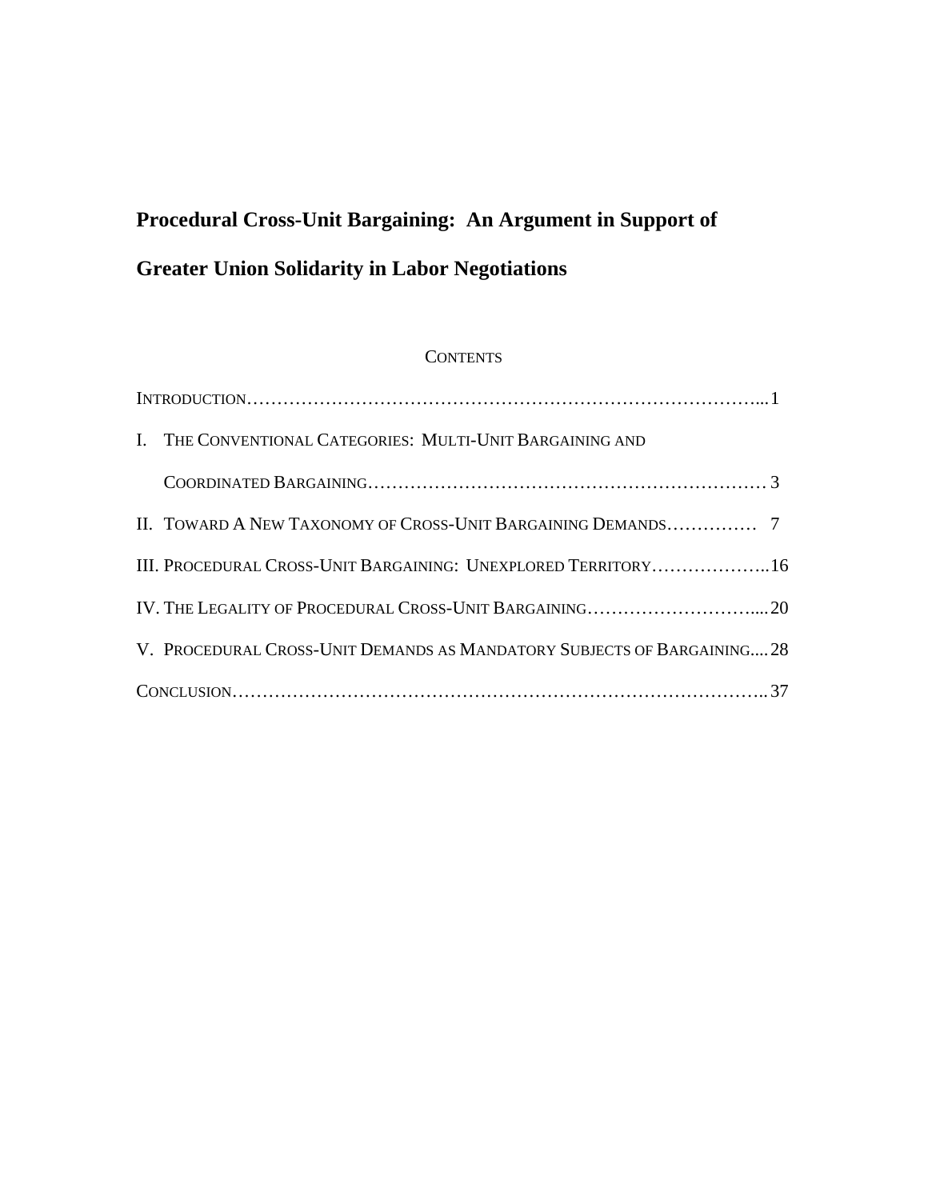# Procedural Cross-Unit Bargaining: An Argument in Support of Greater Union Solidarity in Labor Negotiations

## Contents

Introduction…………………………………………………………………………...1

I. The Conventional Categories: Multi-Unit Bargaining and Coordinated Bargaining………………………………………………………… 3

II. Toward A New Taxonomy of Cross-Unit Bargaining Demands…………… 7

III. Procedural Cross-Unit Bargaining: Unexplored Territory………………..16

IV. The Legality of Procedural Cross-Unit Bargaining………………………....20

V. Procedural Cross-Unit Demands as Mandatory Subjects of Bargaining....28

Conclusion…………………………………………………………………………..37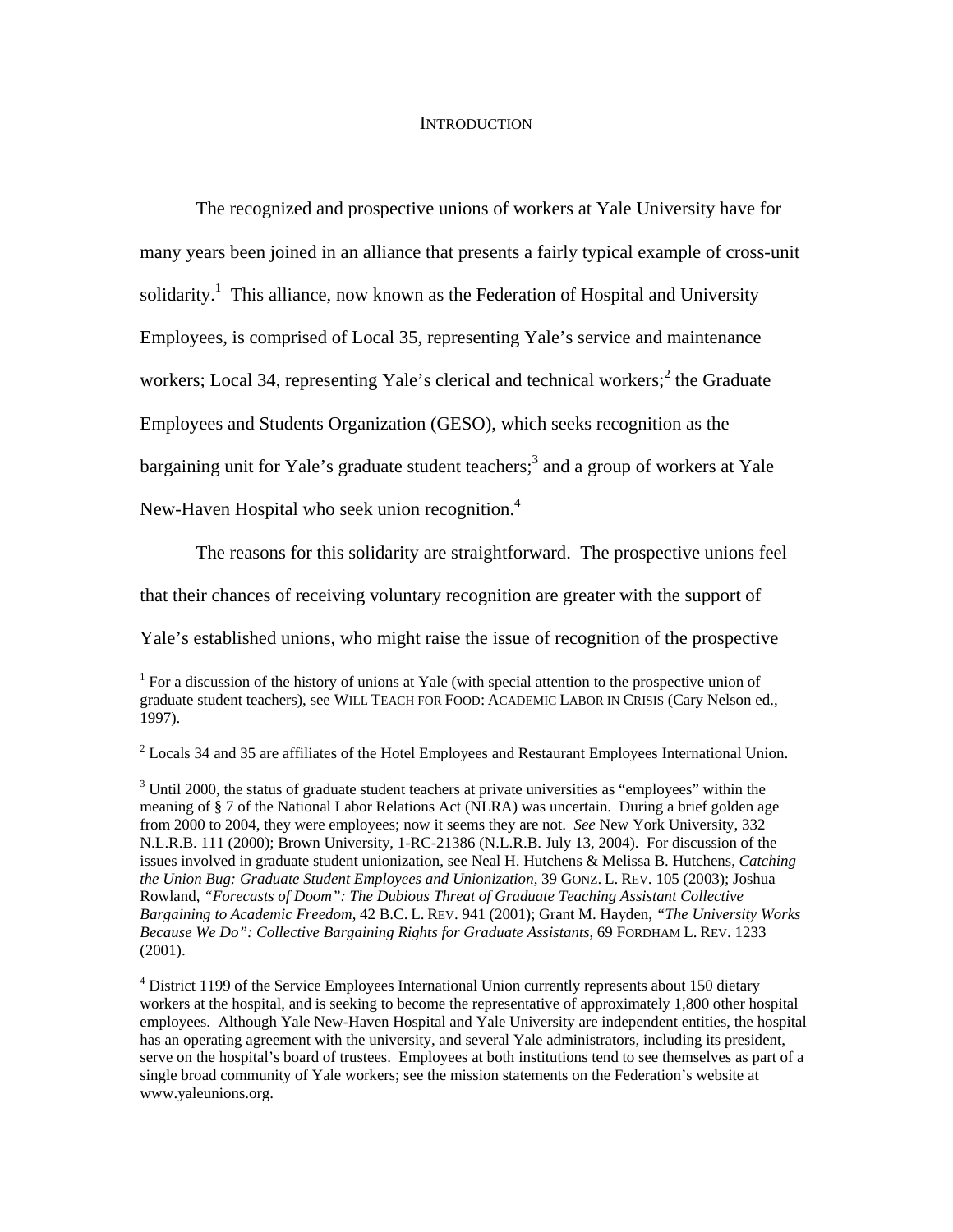# INTRODUCTION

The recognized and prospective unions of workers at Yale University have for many years been joined in an alliance that presents a fairly typical example of cross-unit solidarity.[1] This alliance, now known as the Federation of Hospital and University Employees, is comprised of Local 35, representing Yale's service and maintenance workers; Local 34, representing Yale's clerical and technical workers;[2] the Graduate Employees and Students Organization (GESO), which seeks recognition as the bargaining unit for Yale's graduate student teachers;[3] and a group of workers at Yale New-Haven Hospital who seek union recognition.[4]

The reasons for this solidarity are straightforward. The prospective unions feel that their chances of receiving voluntary recognition are greater with the support of Yale's established unions, who might raise the issue of recognition of the prospective

---

[1] For a discussion of the history of unions at Yale (with special attention to the prospective union of graduate student teachers), see WILL TEACH FOR FOOD: ACADEMIC LABOR IN CRISIS (Cary Nelson ed., 1997).

[2] Locals 34 and 35 are affiliates of the Hotel Employees and Restaurant Employees International Union.

[3] Until 2000, the status of graduate student teachers at private universities as "employees" within the meaning of § 7 of the National Labor Relations Act (NLRA) was uncertain. During a brief golden age from 2000 to 2004, they were employees; now it seems they are not. *See* New York University, 332 N.L.R.B. 111 (2000); Brown University, 1-RC-21386 (N.L.R.B. July 13, 2004). For discussion of the issues involved in graduate student unionization, see Neal H. Hutchens & Melissa B. Hutchens, *Catching the Union Bug: Graduate Student Employees and Unionization*, 39 GONZ. L. REV. 105 (2003); Joshua Rowland, *"Forecasts of Doom": The Dubious Threat of Graduate Teaching Assistant Collective Bargaining to Academic Freedom*, 42 B.C. L. REV. 941 (2001); Grant M. Hayden, *"The University Works Because We Do": Collective Bargaining Rights for Graduate Assistants*, 69 FORDHAM L. REV. 1233 (2001).

[4] District 1199 of the Service Employees International Union currently represents about 150 dietary workers at the hospital, and is seeking to become the representative of approximately 1,800 other hospital employees. Although Yale New-Haven Hospital and Yale University are independent entities, the hospital has an operating agreement with the university, and several Yale administrators, including its president, serve on the hospital's board of trustees. Employees at both institutions tend to see themselves as part of a single broad community of Yale workers; see the mission statements on the Federation's website at www.yaleunions.org.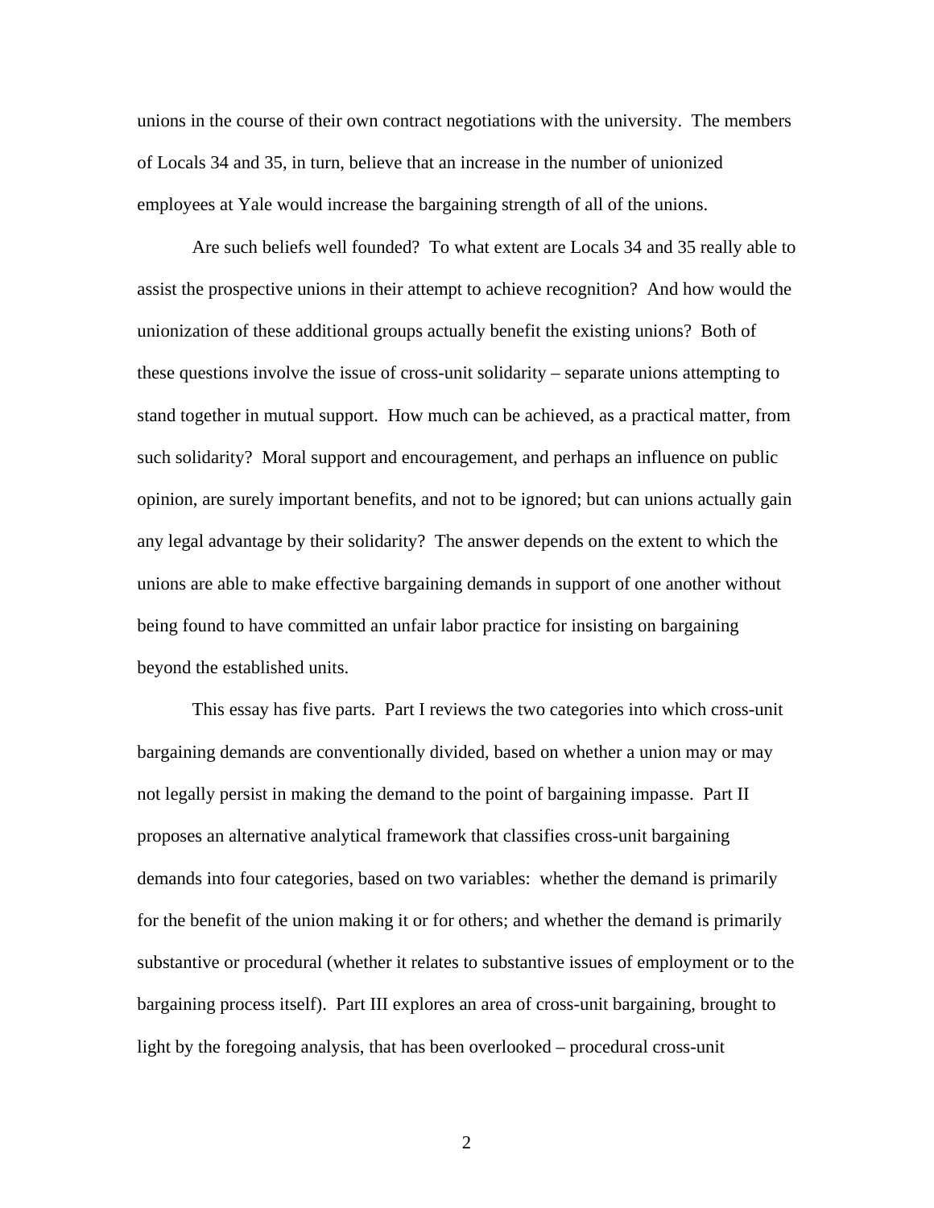unions in the course of their own contract negotiations with the university. The members of Locals 34 and 35, in turn, believe that an increase in the number of unionized employees at Yale would increase the bargaining strength of all of the unions.

Are such beliefs well founded? To what extent are Locals 34 and 35 really able to assist the prospective unions in their attempt to achieve recognition? And how would the unionization of these additional groups actually benefit the existing unions? Both of these questions involve the issue of cross-unit solidarity – separate unions attempting to stand together in mutual support. How much can be achieved, as a practical matter, from such solidarity? Moral support and encouragement, and perhaps an influence on public opinion, are surely important benefits, and not to be ignored; but can unions actually gain any legal advantage by their solidarity? The answer depends on the extent to which the unions are able to make effective bargaining demands in support of one another without being found to have committed an unfair labor practice for insisting on bargaining beyond the established units.

This essay has five parts. Part I reviews the two categories into which cross-unit bargaining demands are conventionally divided, based on whether a union may or may not legally persist in making the demand to the point of bargaining impasse. Part II proposes an alternative analytical framework that classifies cross-unit bargaining demands into four categories, based on two variables: whether the demand is primarily for the benefit of the union making it or for others; and whether the demand is primarily substantive or procedural (whether it relates to substantive issues of employment or to the bargaining process itself). Part III explores an area of cross-unit bargaining, brought to light by the foregoing analysis, that has been overlooked – procedural cross-unit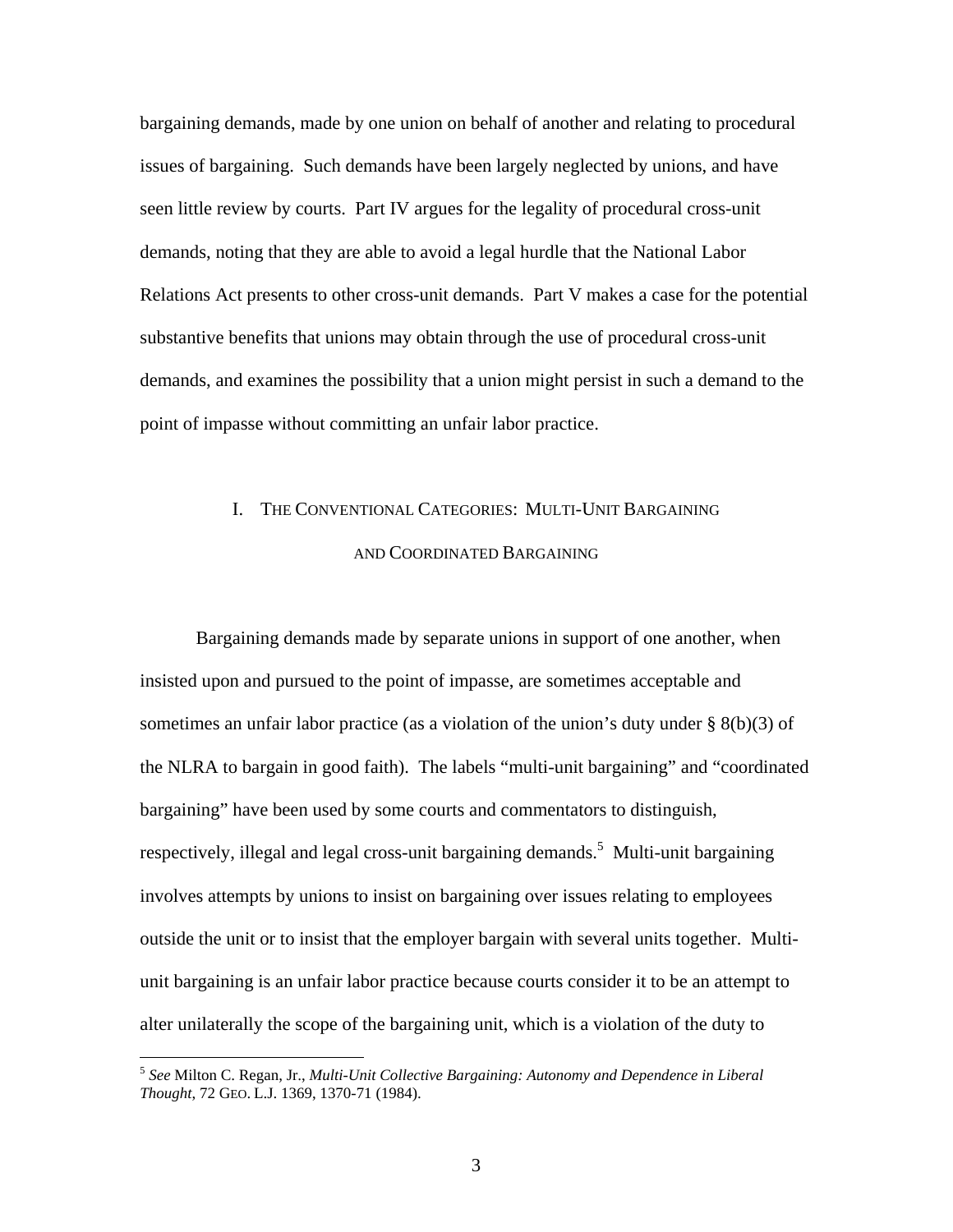bargaining demands, made by one union on behalf of another and relating to procedural issues of bargaining. Such demands have been largely neglected by unions, and have seen little review by courts. Part IV argues for the legality of procedural cross-unit demands, noting that they are able to avoid a legal hurdle that the National Labor Relations Act presents to other cross-unit demands. Part V makes a case for the potential substantive benefits that unions may obtain through the use of procedural cross-unit demands, and examines the possibility that a union might persist in such a demand to the point of impasse without committing an unfair labor practice.

## I. THE CONVENTIONAL CATEGORIES: MULTI-UNIT BARGAINING AND COORDINATED BARGAINING

Bargaining demands made by separate unions in support of one another, when insisted upon and pursued to the point of impasse, are sometimes acceptable and sometimes an unfair labor practice (as a violation of the union's duty under § 8(b)(3) of the NLRA to bargain in good faith). The labels "multi-unit bargaining" and "coordinated bargaining" have been used by some courts and commentators to distinguish, respectively, illegal and legal cross-unit bargaining demands.[5] Multi-unit bargaining involves attempts by unions to insist on bargaining over issues relating to employees outside the unit or to insist that the employer bargain with several units together. Multi-unit bargaining is an unfair labor practice because courts consider it to be an attempt to alter unilaterally the scope of the bargaining unit, which is a violation of the duty to

---

[5] *See* Milton C. Regan, Jr., *Multi-Unit Collective Bargaining: Autonomy and Dependence in Liberal Thought*, 72 GEO. L.J. 1369, 1370-71 (1984).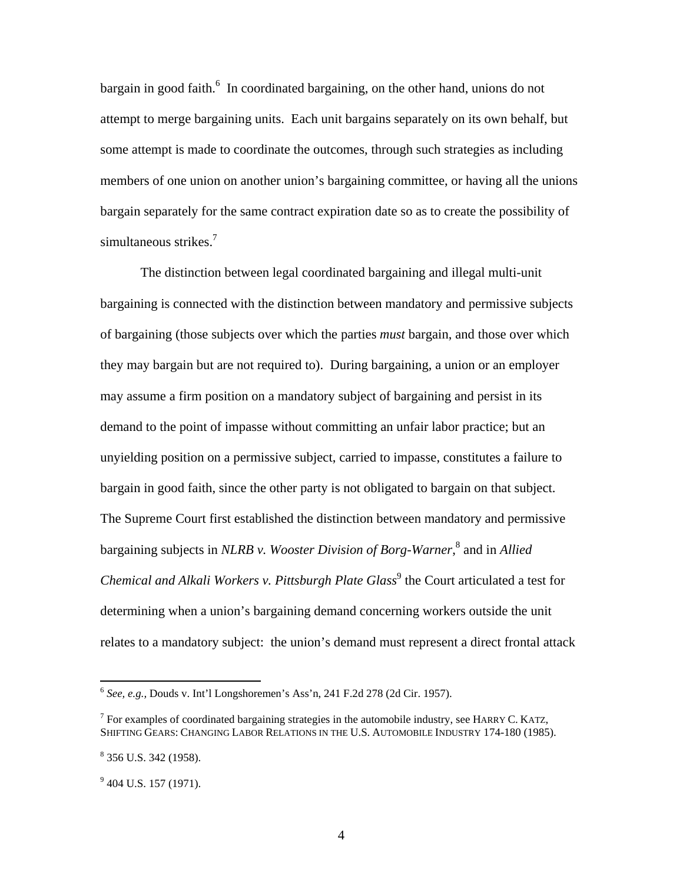bargain in good faith.[6] In coordinated bargaining, on the other hand, unions do not attempt to merge bargaining units. Each unit bargains separately on its own behalf, but some attempt is made to coordinate the outcomes, through such strategies as including members of one union on another union's bargaining committee, or having all the unions bargain separately for the same contract expiration date so as to create the possibility of simultaneous strikes.[7]

The distinction between legal coordinated bargaining and illegal multi-unit bargaining is connected with the distinction between mandatory and permissive subjects of bargaining (those subjects over which the parties *must* bargain, and those over which they may bargain but are not required to). During bargaining, a union or an employer may assume a firm position on a mandatory subject of bargaining and persist in its demand to the point of impasse without committing an unfair labor practice; but an unyielding position on a permissive subject, carried to impasse, constitutes a failure to bargain in good faith, since the other party is not obligated to bargain on that subject. The Supreme Court first established the distinction between mandatory and permissive bargaining subjects in *NLRB v. Wooster Division of Borg-Warner*,[8] and in *Allied Chemical and Alkali Workers v. Pittsburgh Plate Glass*[9] the Court articulated a test for determining when a union's bargaining demand concerning workers outside the unit relates to a mandatory subject: the union's demand must represent a direct frontal attack

---

[6] *See, e.g.,* Douds v. Int'l Longshoremen's Ass'n, 241 F.2d 278 (2d Cir. 1957).

[7] For examples of coordinated bargaining strategies in the automobile industry, see HARRY C. KATZ, SHIFTING GEARS: CHANGING LABOR RELATIONS IN THE U.S. AUTOMOBILE INDUSTRY 174-180 (1985).

[8] 356 U.S. 342 (1958).

[9] 404 U.S. 157 (1971).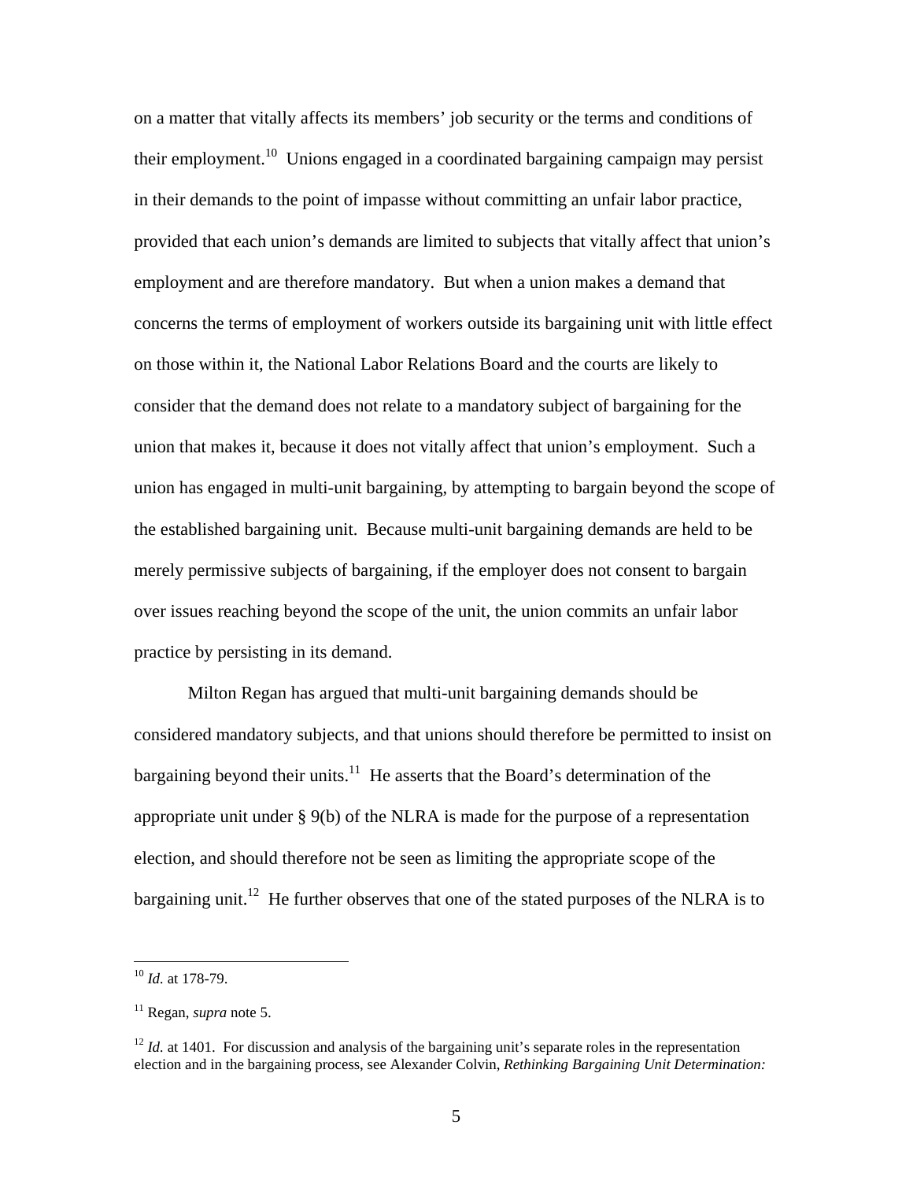on a matter that vitally affects its members' job security or the terms and conditions of their employment.[10] Unions engaged in a coordinated bargaining campaign may persist in their demands to the point of impasse without committing an unfair labor practice, provided that each union's demands are limited to subjects that vitally affect that union's employment and are therefore mandatory. But when a union makes a demand that concerns the terms of employment of workers outside its bargaining unit with little effect on those within it, the National Labor Relations Board and the courts are likely to consider that the demand does not relate to a mandatory subject of bargaining for the union that makes it, because it does not vitally affect that union's employment. Such a union has engaged in multi-unit bargaining, by attempting to bargain beyond the scope of the established bargaining unit. Because multi-unit bargaining demands are held to be merely permissive subjects of bargaining, if the employer does not consent to bargain over issues reaching beyond the scope of the unit, the union commits an unfair labor practice by persisting in its demand.

Milton Regan has argued that multi-unit bargaining demands should be considered mandatory subjects, and that unions should therefore be permitted to insist on bargaining beyond their units.[11] He asserts that the Board's determination of the appropriate unit under § 9(b) of the NLRA is made for the purpose of a representation election, and should therefore not be seen as limiting the appropriate scope of the bargaining unit.[12] He further observes that one of the stated purposes of the NLRA is to

---

[10] *Id.* at 178-79.

[11] Regan, *supra* note 5.

[12] *Id.* at 1401. For discussion and analysis of the bargaining unit's separate roles in the representation election and in the bargaining process, see Alexander Colvin, *Rethinking Bargaining Unit Determination:*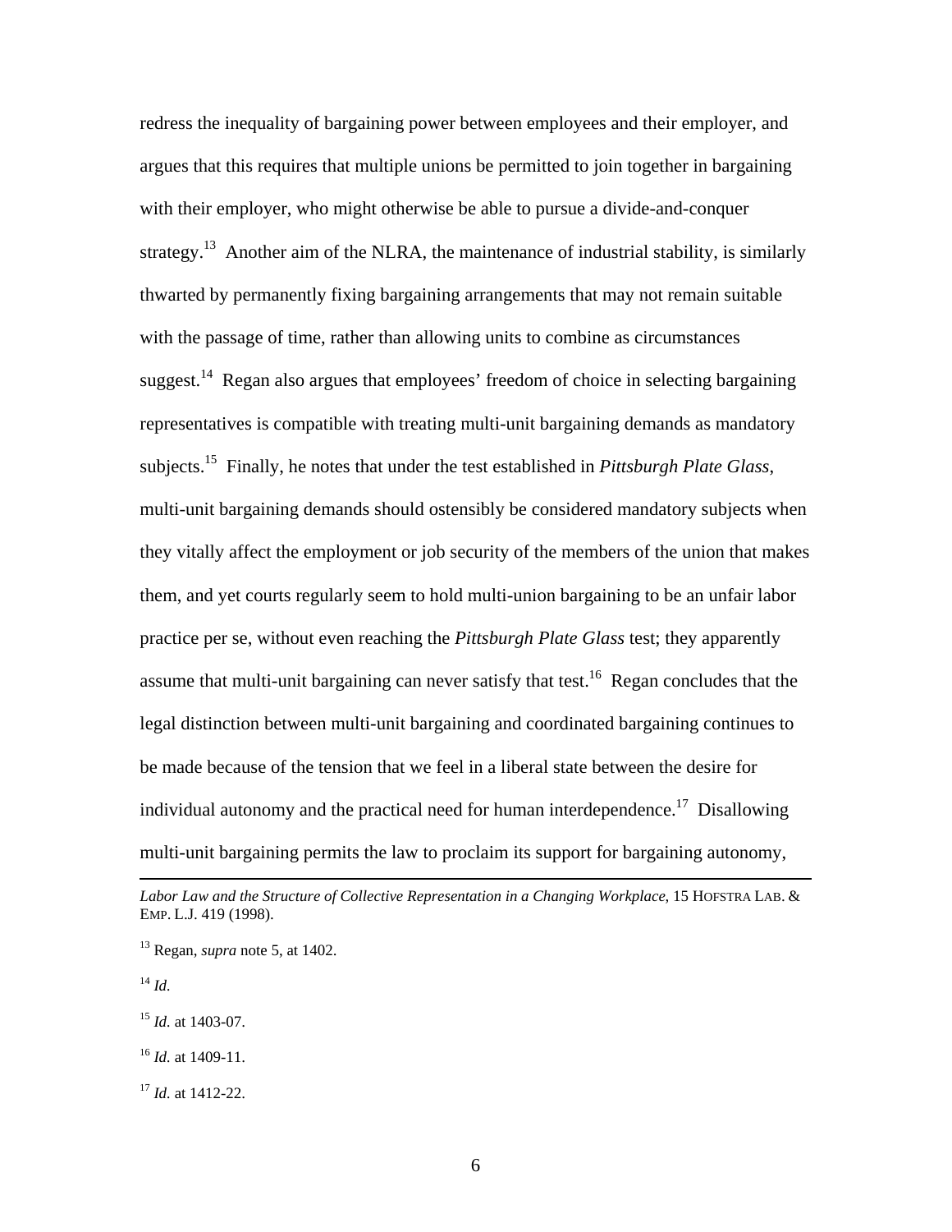redress the inequality of bargaining power between employees and their employer, and argues that this requires that multiple unions be permitted to join together in bargaining with their employer, who might otherwise be able to pursue a divide-and-conquer strategy.[13] Another aim of the NLRA, the maintenance of industrial stability, is similarly thwarted by permanently fixing bargaining arrangements that may not remain suitable with the passage of time, rather than allowing units to combine as circumstances suggest.[14] Regan also argues that employees' freedom of choice in selecting bargaining representatives is compatible with treating multi-unit bargaining demands as mandatory subjects.[15] Finally, he notes that under the test established in *Pittsburgh Plate Glass*, multi-unit bargaining demands should ostensibly be considered mandatory subjects when they vitally affect the employment or job security of the members of the union that makes them, and yet courts regularly seem to hold multi-union bargaining to be an unfair labor practice per se, without even reaching the *Pittsburgh Plate Glass* test; they apparently assume that multi-unit bargaining can never satisfy that test.[16] Regan concludes that the legal distinction between multi-unit bargaining and coordinated bargaining continues to be made because of the tension that we feel in a liberal state between the desire for individual autonomy and the practical need for human interdependence.[17] Disallowing multi-unit bargaining permits the law to proclaim its support for bargaining autonomy,

---

*Labor Law and the Structure of Collective Representation in a Changing Workplace*, 15 HOFSTRA LAB. & EMP. L.J. 419 (1998).

[13] Regan, *supra* note 5, at 1402.

[14] *Id.*

[15] *Id.* at 1403-07.

[16] *Id.* at 1409-11.

[17] *Id.* at 1412-22.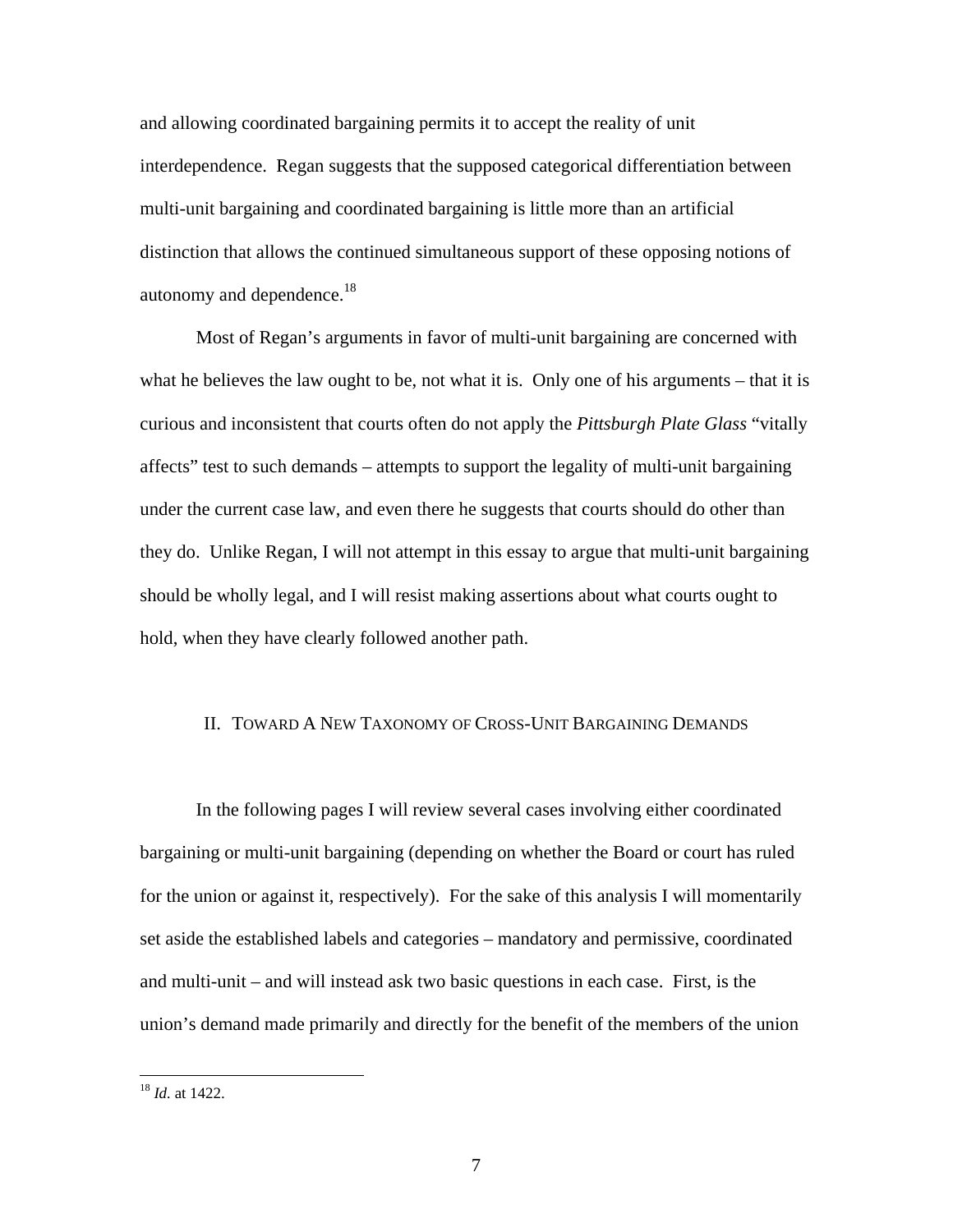and allowing coordinated bargaining permits it to accept the reality of unit interdependence. Regan suggests that the supposed categorical differentiation between multi-unit bargaining and coordinated bargaining is little more than an artificial distinction that allows the continued simultaneous support of these opposing notions of autonomy and dependence.[18]

Most of Regan's arguments in favor of multi-unit bargaining are concerned with what he believes the law ought to be, not what it is. Only one of his arguments – that it is curious and inconsistent that courts often do not apply the *Pittsburgh Plate Glass* "vitally affects" test to such demands – attempts to support the legality of multi-unit bargaining under the current case law, and even there he suggests that courts should do other than they do. Unlike Regan, I will not attempt in this essay to argue that multi-unit bargaining should be wholly legal, and I will resist making assertions about what courts ought to hold, when they have clearly followed another path.

## II. Toward A New Taxonomy of Cross-Unit Bargaining Demands

In the following pages I will review several cases involving either coordinated bargaining or multi-unit bargaining (depending on whether the Board or court has ruled for the union or against it, respectively). For the sake of this analysis I will momentarily set aside the established labels and categories – mandatory and permissive, coordinated and multi-unit – and will instead ask two basic questions in each case. First, is the union's demand made primarily and directly for the benefit of the members of the union

---

[18] *Id.* at 1422.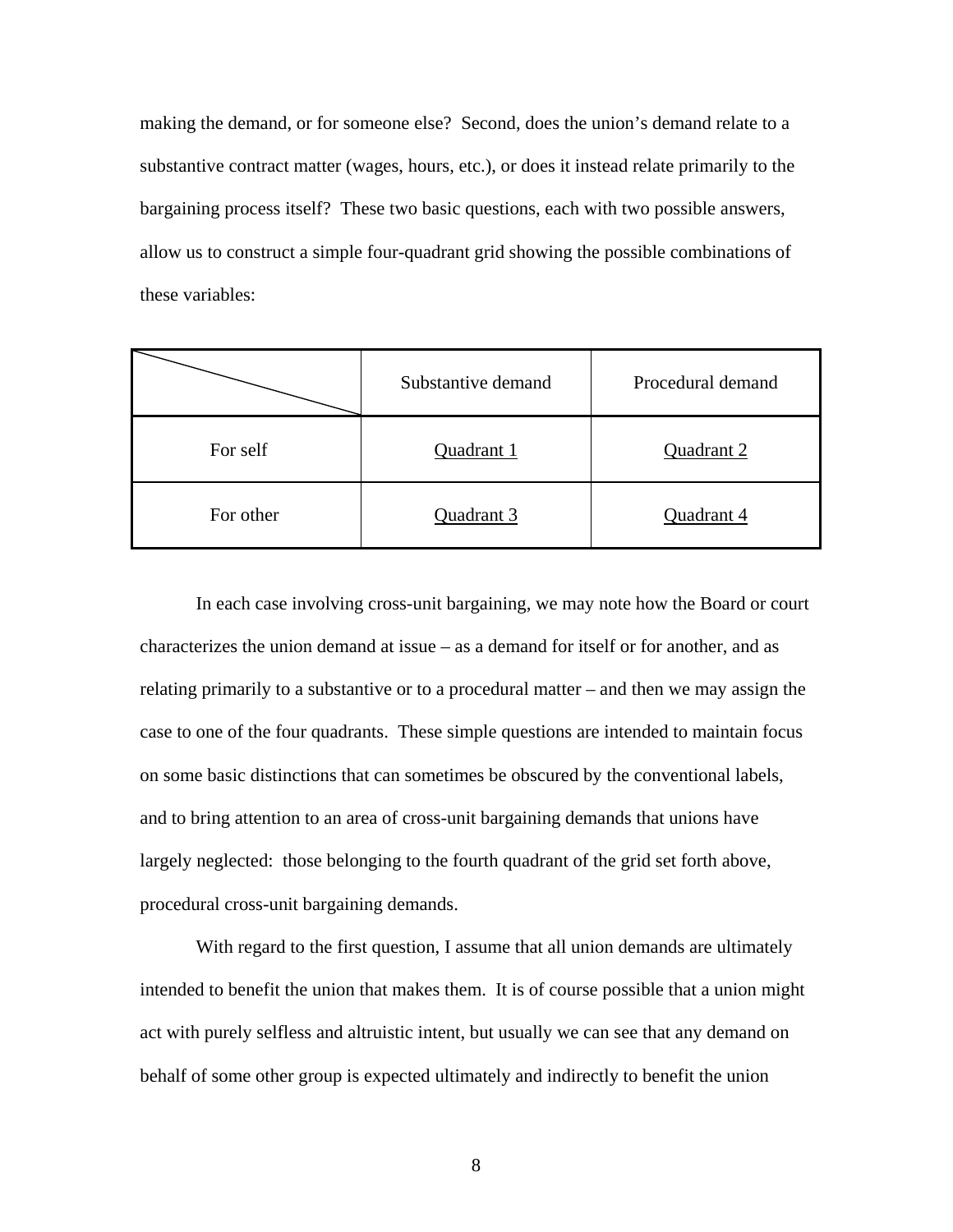making the demand, or for someone else? Second, does the union's demand relate to a substantive contract matter (wages, hours, etc.), or does it instead relate primarily to the bargaining process itself? These two basic questions, each with two possible answers, allow us to construct a simple four-quadrant grid showing the possible combinations of these variables:

| | Substantive demand | Procedural demand |
|---|---|---|
| For self | <u>Quadrant 1</u> | <u>Quadrant 2</u> |
| For other | <u>Quadrant 3</u> | <u>Quadrant 4</u> |

In each case involving cross-unit bargaining, we may note how the Board or court characterizes the union demand at issue – as a demand for itself or for another, and as relating primarily to a substantive or to a procedural matter – and then we may assign the case to one of the four quadrants. These simple questions are intended to maintain focus on some basic distinctions that can sometimes be obscured by the conventional labels, and to bring attention to an area of cross-unit bargaining demands that unions have largely neglected: those belonging to the fourth quadrant of the grid set forth above, procedural cross-unit bargaining demands.

With regard to the first question, I assume that all union demands are ultimately intended to benefit the union that makes them. It is of course possible that a union might act with purely selfless and altruistic intent, but usually we can see that any demand on behalf of some other group is expected ultimately and indirectly to benefit the union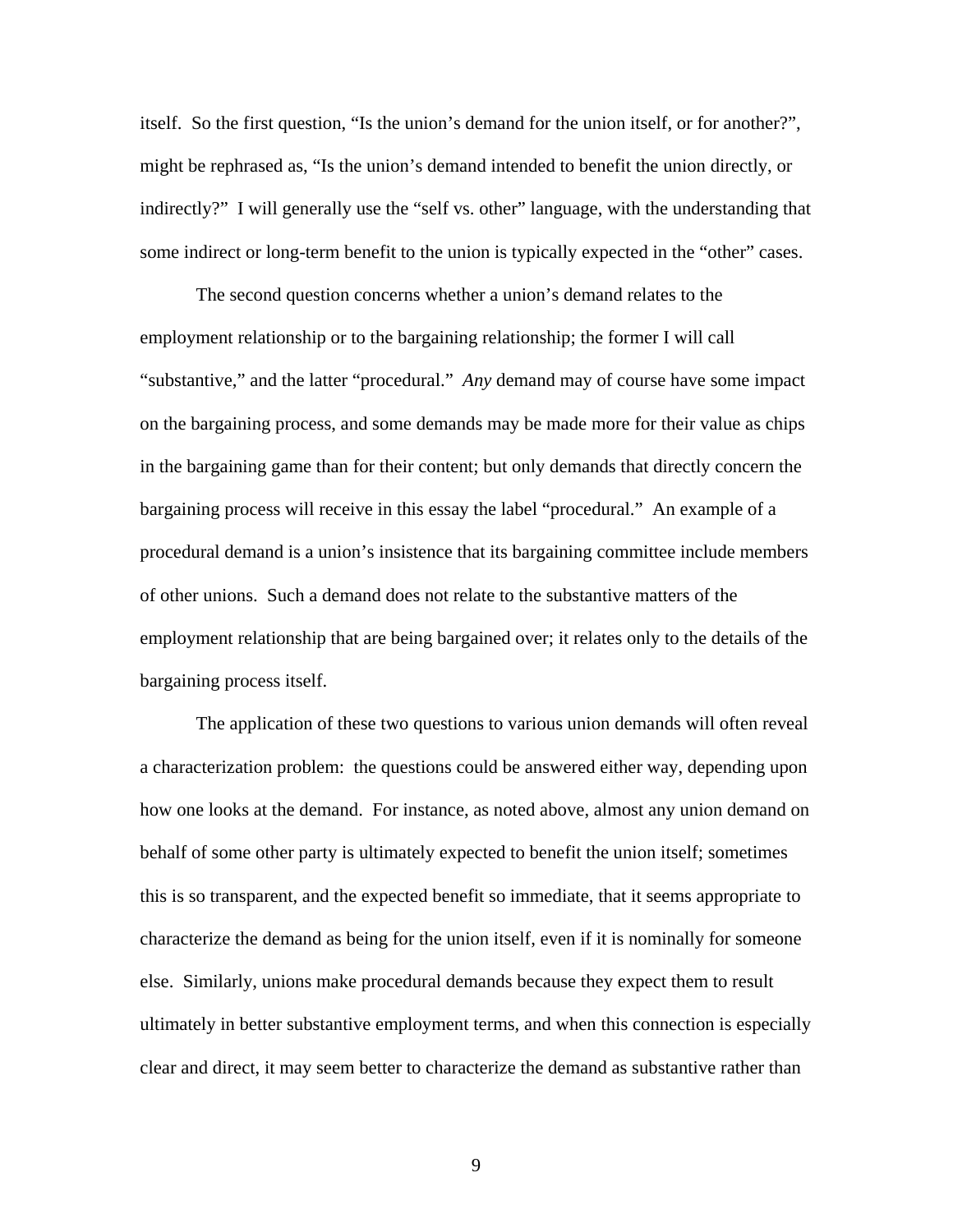itself. So the first question, "Is the union's demand for the union itself, or for another?", might be rephrased as, "Is the union's demand intended to benefit the union directly, or indirectly?" I will generally use the "self vs. other" language, with the understanding that some indirect or long-term benefit to the union is typically expected in the "other" cases.

The second question concerns whether a union's demand relates to the employment relationship or to the bargaining relationship; the former I will call "substantive," and the latter "procedural." *Any* demand may of course have some impact on the bargaining process, and some demands may be made more for their value as chips in the bargaining game than for their content; but only demands that directly concern the bargaining process will receive in this essay the label "procedural." An example of a procedural demand is a union's insistence that its bargaining committee include members of other unions. Such a demand does not relate to the substantive matters of the employment relationship that are being bargained over; it relates only to the details of the bargaining process itself.

The application of these two questions to various union demands will often reveal a characterization problem: the questions could be answered either way, depending upon how one looks at the demand. For instance, as noted above, almost any union demand on behalf of some other party is ultimately expected to benefit the union itself; sometimes this is so transparent, and the expected benefit so immediate, that it seems appropriate to characterize the demand as being for the union itself, even if it is nominally for someone else. Similarly, unions make procedural demands because they expect them to result ultimately in better substantive employment terms, and when this connection is especially clear and direct, it may seem better to characterize the demand as substantive rather than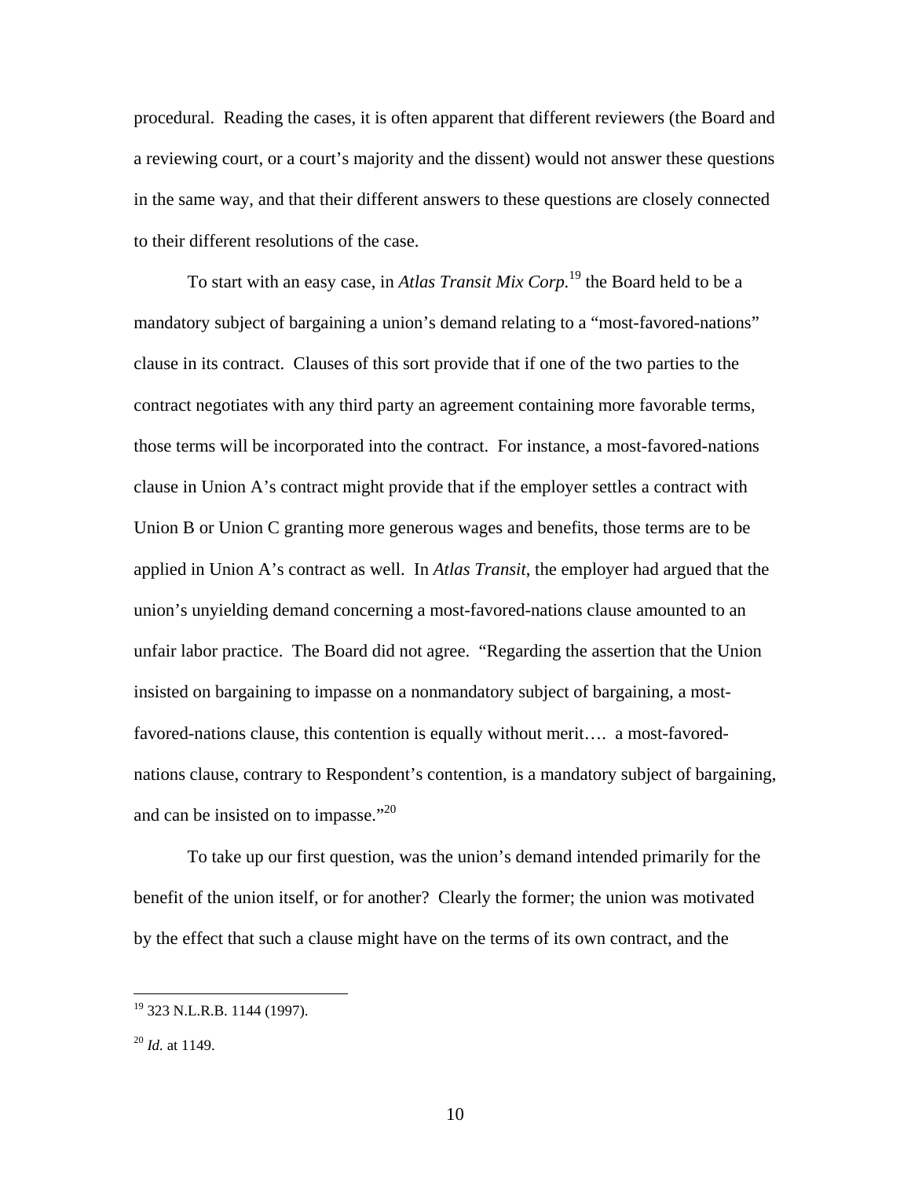procedural. Reading the cases, it is often apparent that different reviewers (the Board and a reviewing court, or a court's majority and the dissent) would not answer these questions in the same way, and that their different answers to these questions are closely connected to their different resolutions of the case.

To start with an easy case, in *Atlas Transit Mix Corp.*[19] the Board held to be a mandatory subject of bargaining a union's demand relating to a "most-favored-nations" clause in its contract. Clauses of this sort provide that if one of the two parties to the contract negotiates with any third party an agreement containing more favorable terms, those terms will be incorporated into the contract. For instance, a most-favored-nations clause in Union A's contract might provide that if the employer settles a contract with Union B or Union C granting more generous wages and benefits, those terms are to be applied in Union A's contract as well. In *Atlas Transit*, the employer had argued that the union's unyielding demand concerning a most-favored-nations clause amounted to an unfair labor practice. The Board did not agree. "Regarding the assertion that the Union insisted on bargaining to impasse on a nonmandatory subject of bargaining, a most-favored-nations clause, this contention is equally without merit…. a most-favored-nations clause, contrary to Respondent's contention, is a mandatory subject of bargaining, and can be insisted on to impasse."[20]

To take up our first question, was the union's demand intended primarily for the benefit of the union itself, or for another? Clearly the former; the union was motivated by the effect that such a clause might have on the terms of its own contract, and the

---

[19] 323 N.L.R.B. 1144 (1997).

[20] *Id.* at 1149.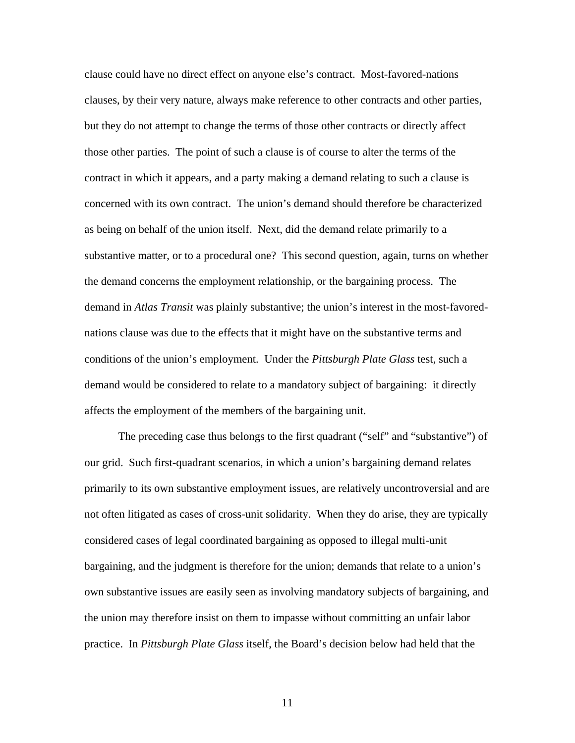clause could have no direct effect on anyone else's contract. Most-favored-nations clauses, by their very nature, always make reference to other contracts and other parties, but they do not attempt to change the terms of those other contracts or directly affect those other parties. The point of such a clause is of course to alter the terms of the contract in which it appears, and a party making a demand relating to such a clause is concerned with its own contract. The union's demand should therefore be characterized as being on behalf of the union itself. Next, did the demand relate primarily to a substantive matter, or to a procedural one? This second question, again, turns on whether the demand concerns the employment relationship, or the bargaining process. The demand in *Atlas Transit* was plainly substantive; the union's interest in the most-favored-nations clause was due to the effects that it might have on the substantive terms and conditions of the union's employment. Under the *Pittsburgh Plate Glass* test, such a demand would be considered to relate to a mandatory subject of bargaining: it directly affects the employment of the members of the bargaining unit.

The preceding case thus belongs to the first quadrant ("self" and "substantive") of our grid. Such first-quadrant scenarios, in which a union's bargaining demand relates primarily to its own substantive employment issues, are relatively uncontroversial and are not often litigated as cases of cross-unit solidarity. When they do arise, they are typically considered cases of legal coordinated bargaining as opposed to illegal multi-unit bargaining, and the judgment is therefore for the union; demands that relate to a union's own substantive issues are easily seen as involving mandatory subjects of bargaining, and the union may therefore insist on them to impasse without committing an unfair labor practice. In *Pittsburgh Plate Glass* itself, the Board's decision below had held that the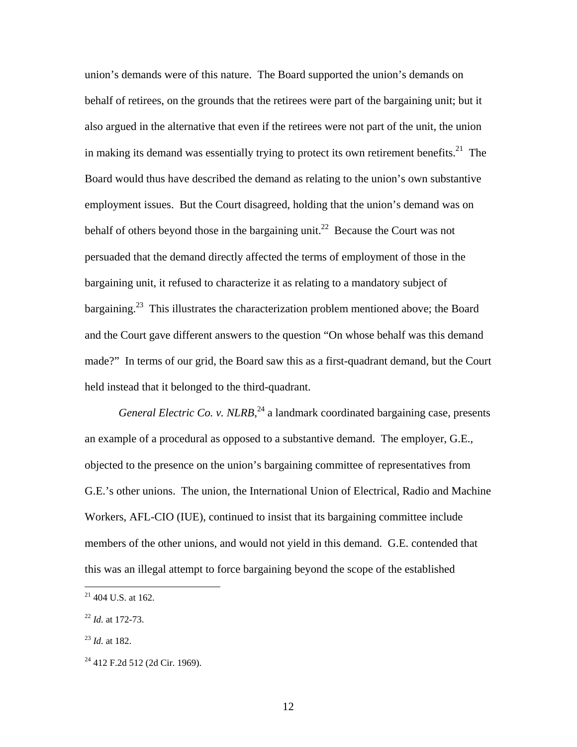union's demands were of this nature. The Board supported the union's demands on behalf of retirees, on the grounds that the retirees were part of the bargaining unit; but it also argued in the alternative that even if the retirees were not part of the unit, the union in making its demand was essentially trying to protect its own retirement benefits.[21] The Board would thus have described the demand as relating to the union's own substantive employment issues. But the Court disagreed, holding that the union's demand was on behalf of others beyond those in the bargaining unit.[22] Because the Court was not persuaded that the demand directly affected the terms of employment of those in the bargaining unit, it refused to characterize it as relating to a mandatory subject of bargaining.[23] This illustrates the characterization problem mentioned above; the Board and the Court gave different answers to the question "On whose behalf was this demand made?" In terms of our grid, the Board saw this as a first-quadrant demand, but the Court held instead that it belonged to the third-quadrant.

*General Electric Co. v. NLRB*,[24] a landmark coordinated bargaining case, presents an example of a procedural as opposed to a substantive demand. The employer, G.E., objected to the presence on the union's bargaining committee of representatives from G.E.'s other unions. The union, the International Union of Electrical, Radio and Machine Workers, AFL-CIO (IUE), continued to insist that its bargaining committee include members of the other unions, and would not yield in this demand. G.E. contended that this was an illegal attempt to force bargaining beyond the scope of the established

---

[21] 404 U.S. at 162.

[22] *Id.* at 172-73.

[23] *Id.* at 182.

[24] 412 F.2d 512 (2d Cir. 1969).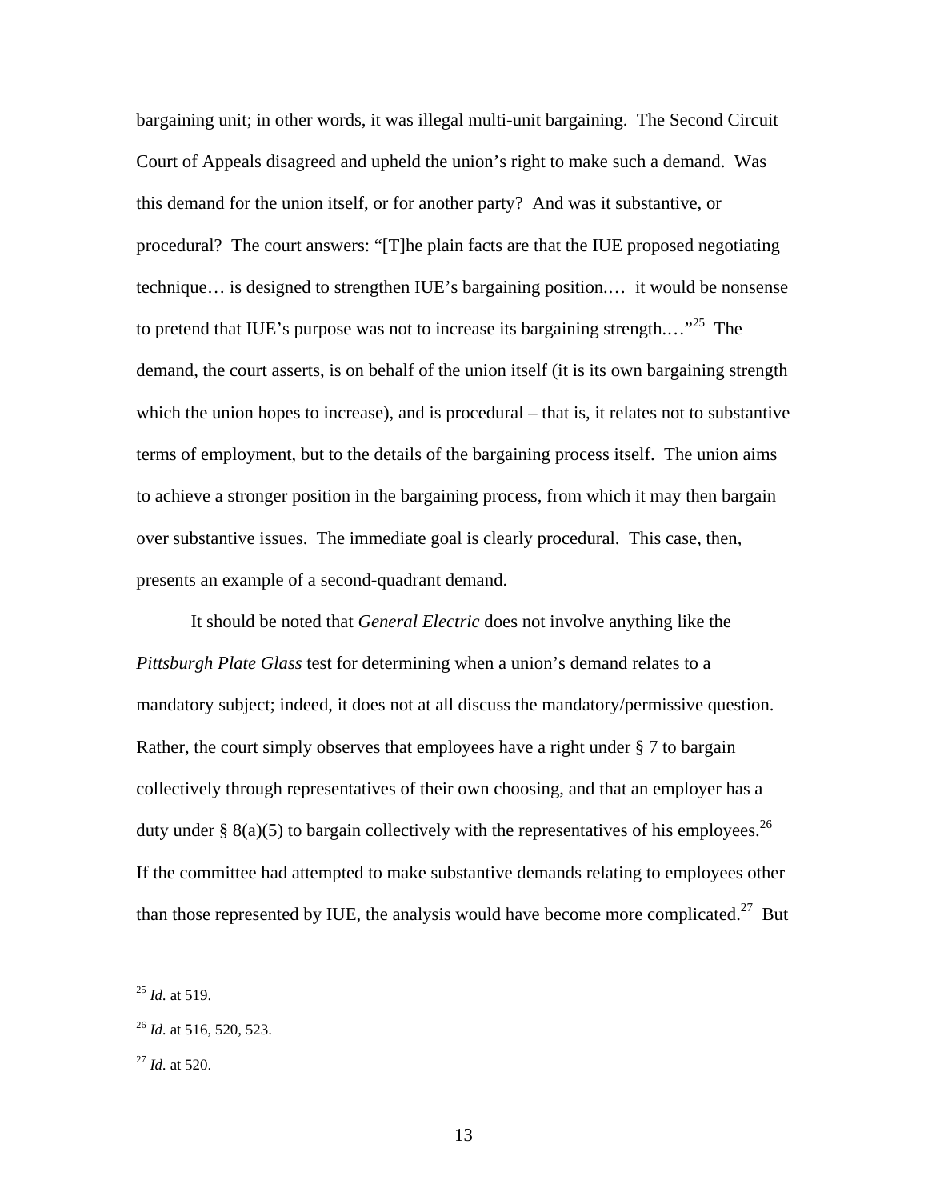bargaining unit; in other words, it was illegal multi-unit bargaining. The Second Circuit Court of Appeals disagreed and upheld the union's right to make such a demand. Was this demand for the union itself, or for another party? And was it substantive, or procedural? The court answers: "[T]he plain facts are that the IUE proposed negotiating technique… is designed to strengthen IUE's bargaining position.… it would be nonsense to pretend that IUE's purpose was not to increase its bargaining strength.…"[25] The demand, the court asserts, is on behalf of the union itself (it is its own bargaining strength which the union hopes to increase), and is procedural – that is, it relates not to substantive terms of employment, but to the details of the bargaining process itself. The union aims to achieve a stronger position in the bargaining process, from which it may then bargain over substantive issues. The immediate goal is clearly procedural. This case, then, presents an example of a second-quadrant demand.

It should be noted that *General Electric* does not involve anything like the *Pittsburgh Plate Glass* test for determining when a union's demand relates to a mandatory subject; indeed, it does not at all discuss the mandatory/permissive question. Rather, the court simply observes that employees have a right under § 7 to bargain collectively through representatives of their own choosing, and that an employer has a duty under § 8(a)(5) to bargain collectively with the representatives of his employees.[26] If the committee had attempted to make substantive demands relating to employees other than those represented by IUE, the analysis would have become more complicated.[27] But

---

[25] *Id.* at 519.

[26] *Id.* at 516, 520, 523.

[27] *Id.* at 520.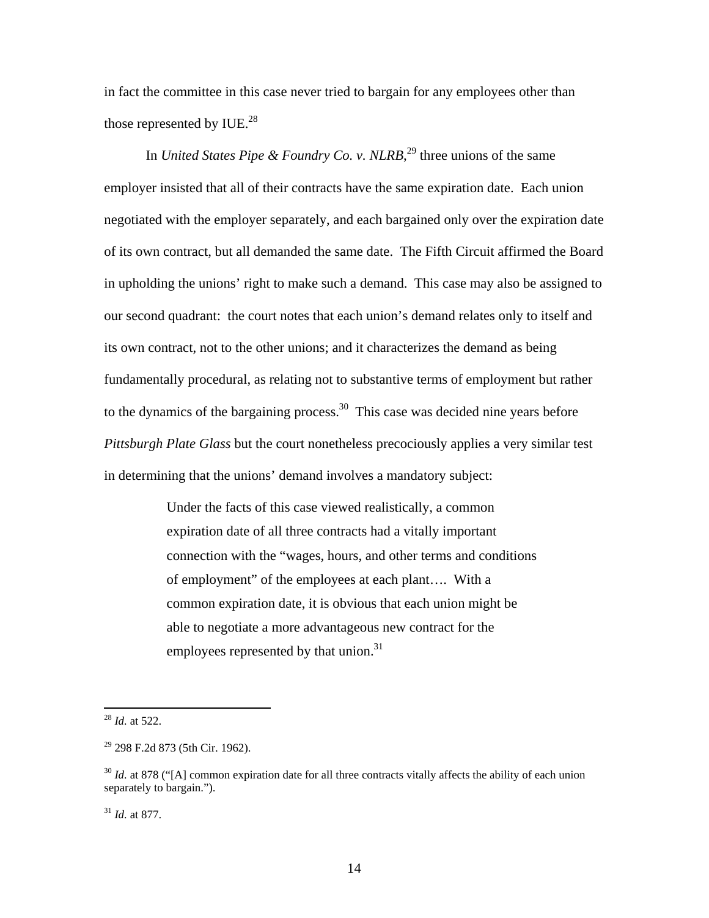in fact the committee in this case never tried to bargain for any employees other than those represented by IUE.[28]

In *United States Pipe & Foundry Co. v. NLRB*,[29] three unions of the same employer insisted that all of their contracts have the same expiration date. Each union negotiated with the employer separately, and each bargained only over the expiration date of its own contract, but all demanded the same date. The Fifth Circuit affirmed the Board in upholding the unions' right to make such a demand. This case may also be assigned to our second quadrant: the court notes that each union's demand relates only to itself and its own contract, not to the other unions; and it characterizes the demand as being fundamentally procedural, as relating not to substantive terms of employment but rather to the dynamics of the bargaining process.[30] This case was decided nine years before *Pittsburgh Plate Glass* but the court nonetheless precociously applies a very similar test in determining that the unions' demand involves a mandatory subject:

> Under the facts of this case viewed realistically, a common expiration date of all three contracts had a vitally important connection with the "wages, hours, and other terms and conditions of employment" of the employees at each plant…. With a common expiration date, it is obvious that each union might be able to negotiate a more advantageous new contract for the employees represented by that union.[31]

---

[28] *Id.* at 522.

[29] 298 F.2d 873 (5th Cir. 1962).

[30] *Id.* at 878 ("[A] common expiration date for all three contracts vitally affects the ability of each union separately to bargain.").

[31] *Id.* at 877.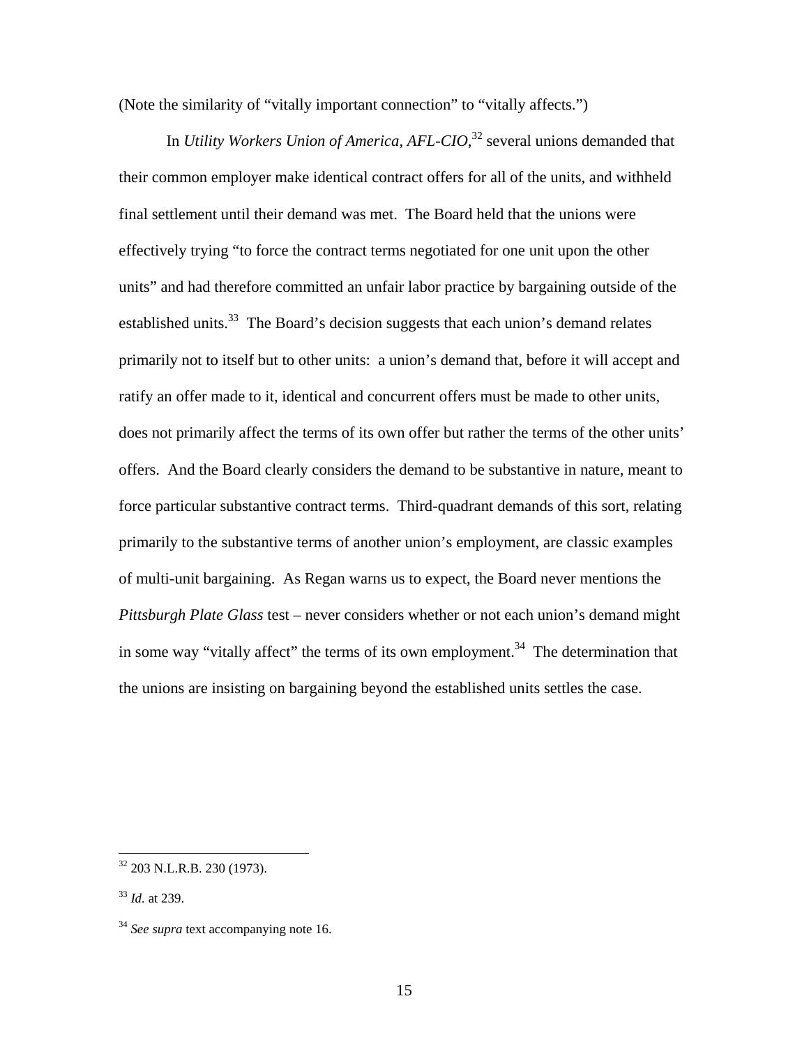(Note the similarity of "vitally important connection" to "vitally affects.")

In *Utility Workers Union of America, AFL-CIO*,[32] several unions demanded that their common employer make identical contract offers for all of the units, and withheld final settlement until their demand was met. The Board held that the unions were effectively trying "to force the contract terms negotiated for one unit upon the other units" and had therefore committed an unfair labor practice by bargaining outside of the established units.[33] The Board's decision suggests that each union's demand relates primarily not to itself but to other units: a union's demand that, before it will accept and ratify an offer made to it, identical and concurrent offers must be made to other units, does not primarily affect the terms of its own offer but rather the terms of the other units' offers. And the Board clearly considers the demand to be substantive in nature, meant to force particular substantive contract terms. Third-quadrant demands of this sort, relating primarily to the substantive terms of another union's employment, are classic examples of multi-unit bargaining. As Regan warns us to expect, the Board never mentions the *Pittsburgh Plate Glass* test – never considers whether or not each union's demand might in some way "vitally affect" the terms of its own employment.[34] The determination that the unions are insisting on bargaining beyond the established units settles the case.

---

[32] 203 N.L.R.B. 230 (1973).

[33] *Id.* at 239.

[34] *See supra* text accompanying note 16.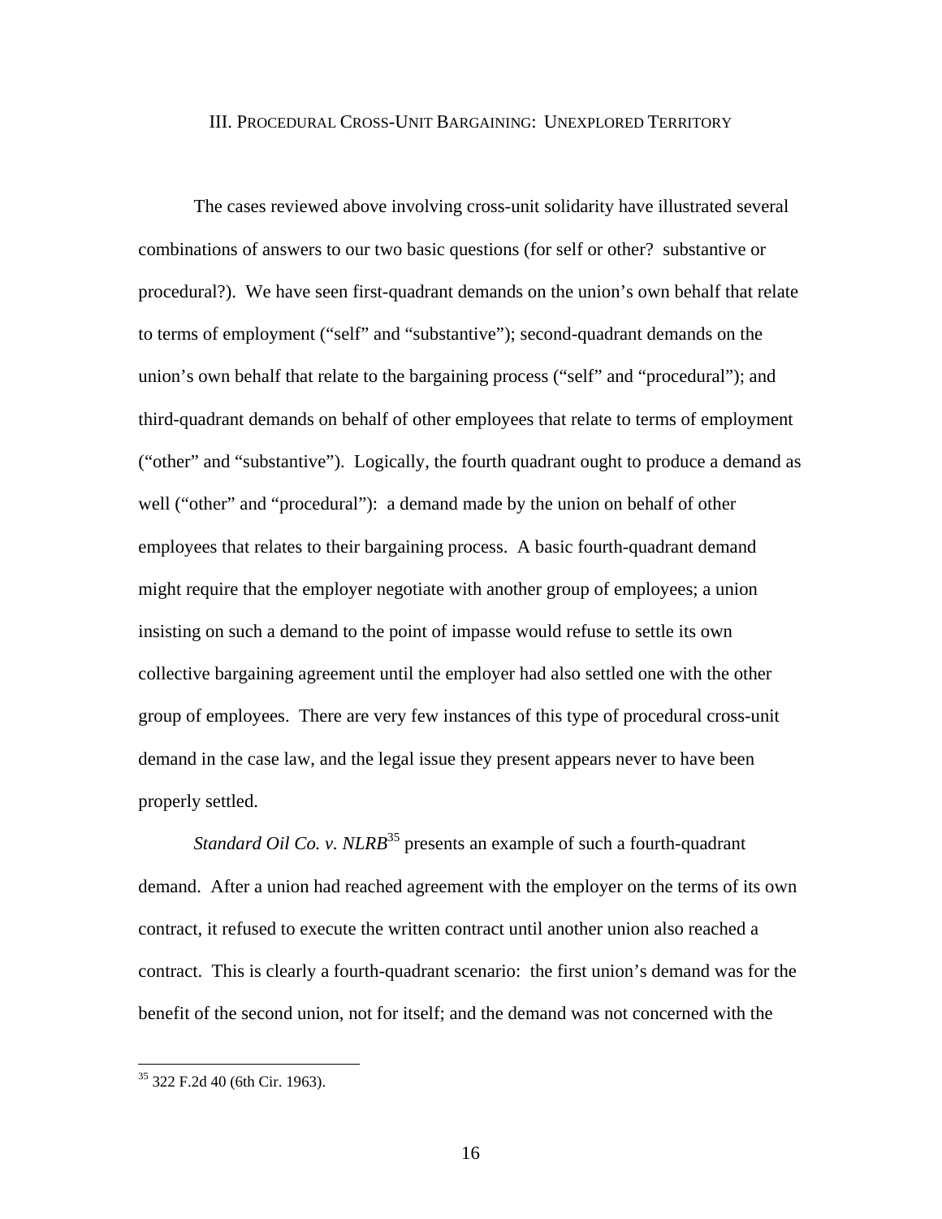## III. PROCEDURAL CROSS-UNIT BARGAINING: UNEXPLORED TERRITORY

The cases reviewed above involving cross-unit solidarity have illustrated several combinations of answers to our two basic questions (for self or other? substantive or procedural?). We have seen first-quadrant demands on the union's own behalf that relate to terms of employment ("self" and "substantive"); second-quadrant demands on the union's own behalf that relate to the bargaining process ("self" and "procedural"); and third-quadrant demands on behalf of other employees that relate to terms of employment ("other" and "substantive"). Logically, the fourth quadrant ought to produce a demand as well ("other" and "procedural"): a demand made by the union on behalf of other employees that relates to their bargaining process. A basic fourth-quadrant demand might require that the employer negotiate with another group of employees; a union insisting on such a demand to the point of impasse would refuse to settle its own collective bargaining agreement until the employer had also settled one with the other group of employees. There are very few instances of this type of procedural cross-unit demand in the case law, and the legal issue they present appears never to have been properly settled.

*Standard Oil Co. v. NLRB*[35] presents an example of such a fourth-quadrant demand. After a union had reached agreement with the employer on the terms of its own contract, it refused to execute the written contract until another union also reached a contract. This is clearly a fourth-quadrant scenario: the first union's demand was for the benefit of the second union, not for itself; and the demand was not concerned with the

[35] 322 F.2d 40 (6th Cir. 1963).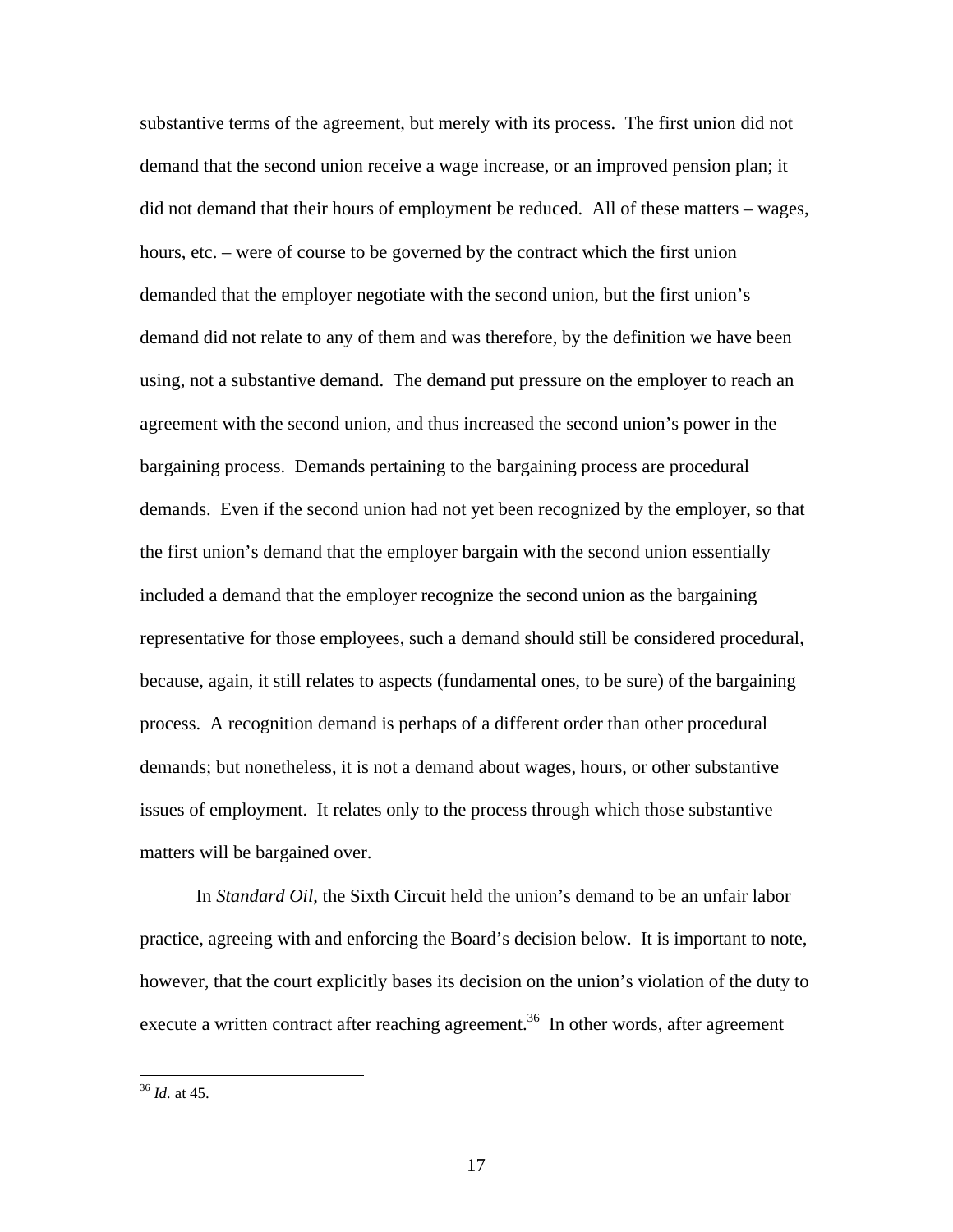substantive terms of the agreement, but merely with its process. The first union did not demand that the second union receive a wage increase, or an improved pension plan; it did not demand that their hours of employment be reduced. All of these matters – wages, hours, etc. – were of course to be governed by the contract which the first union demanded that the employer negotiate with the second union, but the first union's demand did not relate to any of them and was therefore, by the definition we have been using, not a substantive demand. The demand put pressure on the employer to reach an agreement with the second union, and thus increased the second union's power in the bargaining process. Demands pertaining to the bargaining process are procedural demands. Even if the second union had not yet been recognized by the employer, so that the first union's demand that the employer bargain with the second union essentially included a demand that the employer recognize the second union as the bargaining representative for those employees, such a demand should still be considered procedural, because, again, it still relates to aspects (fundamental ones, to be sure) of the bargaining process. A recognition demand is perhaps of a different order than other procedural demands; but nonetheless, it is not a demand about wages, hours, or other substantive issues of employment. It relates only to the process through which those substantive matters will be bargained over.

In *Standard Oil*, the Sixth Circuit held the union's demand to be an unfair labor practice, agreeing with and enforcing the Board's decision below. It is important to note, however, that the court explicitly bases its decision on the union's violation of the duty to execute a written contract after reaching agreement.[36] In other words, after agreement

[36] *Id.* at 45.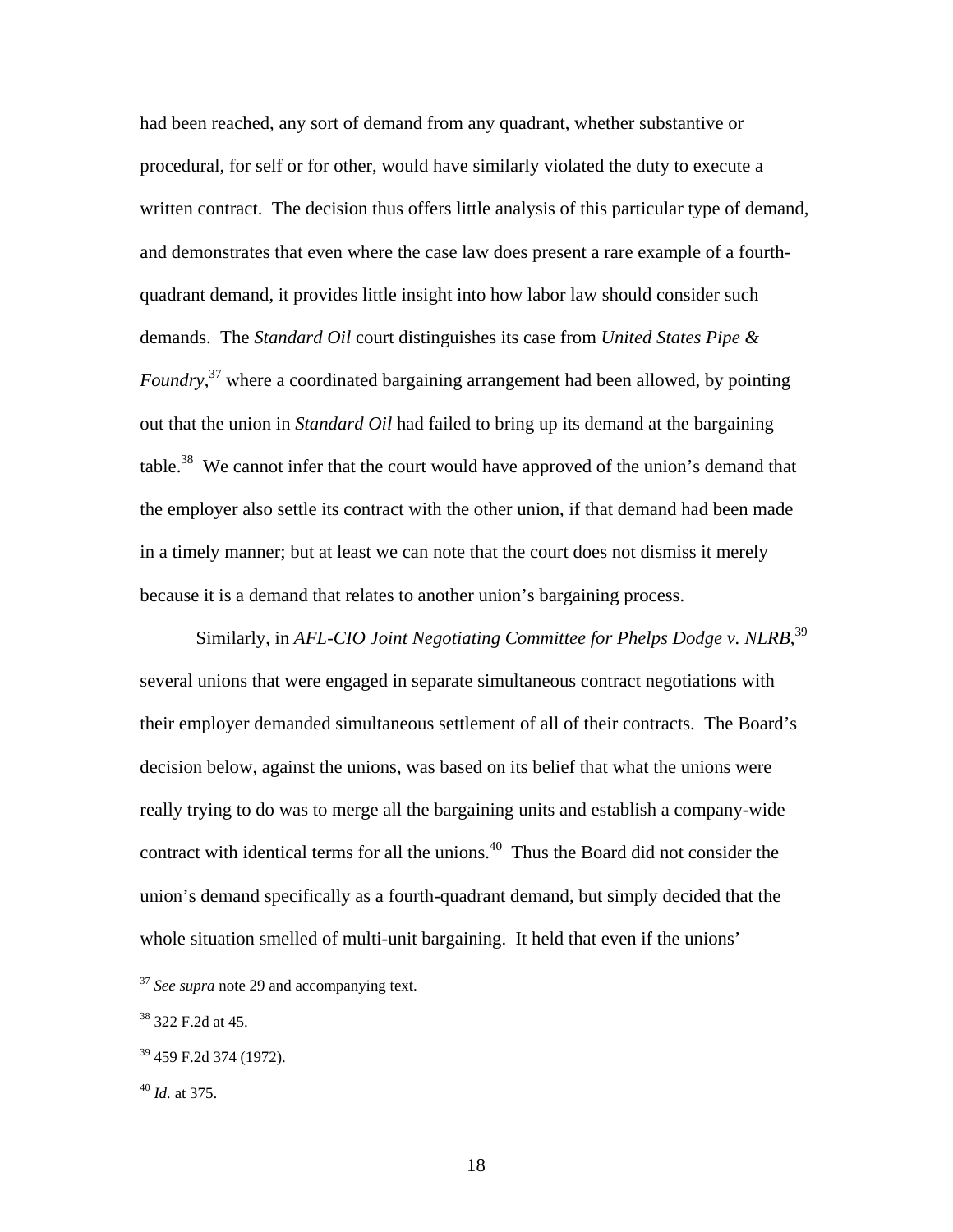had been reached, any sort of demand from any quadrant, whether substantive or procedural, for self or for other, would have similarly violated the duty to execute a written contract. The decision thus offers little analysis of this particular type of demand, and demonstrates that even where the case law does present a rare example of a fourth-quadrant demand, it provides little insight into how labor law should consider such demands. The *Standard Oil* court distinguishes its case from *United States Pipe & Foundry*,[37] where a coordinated bargaining arrangement had been allowed, by pointing out that the union in *Standard Oil* had failed to bring up its demand at the bargaining table.[38] We cannot infer that the court would have approved of the union's demand that the employer also settle its contract with the other union, if that demand had been made in a timely manner; but at least we can note that the court does not dismiss it merely because it is a demand that relates to another union's bargaining process.

Similarly, in *AFL-CIO Joint Negotiating Committee for Phelps Dodge v. NLRB*,[39] several unions that were engaged in separate simultaneous contract negotiations with their employer demanded simultaneous settlement of all of their contracts. The Board's decision below, against the unions, was based on its belief that what the unions were really trying to do was to merge all the bargaining units and establish a company-wide contract with identical terms for all the unions.[40] Thus the Board did not consider the union's demand specifically as a fourth-quadrant demand, but simply decided that the whole situation smelled of multi-unit bargaining. It held that even if the unions'

---

[37] *See supra* note 29 and accompanying text.

[38] 322 F.2d at 45.

[39] 459 F.2d 374 (1972).

[40] *Id.* at 375.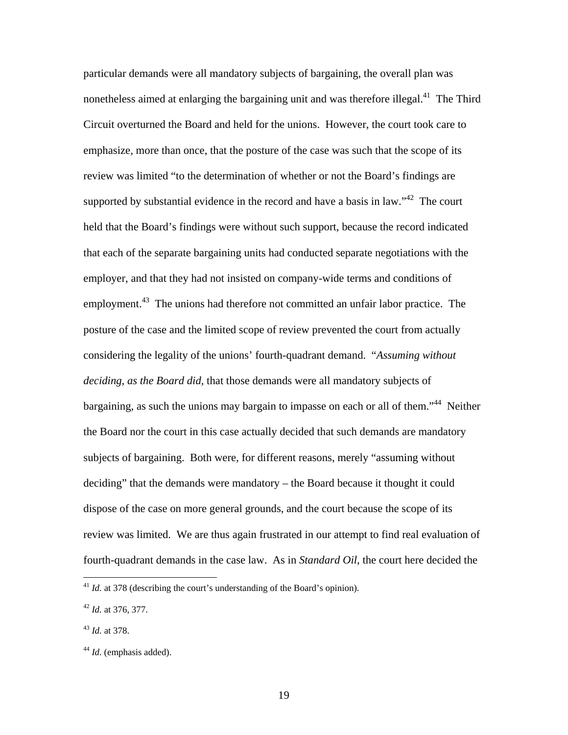particular demands were all mandatory subjects of bargaining, the overall plan was nonetheless aimed at enlarging the bargaining unit and was therefore illegal.[41] The Third Circuit overturned the Board and held for the unions. However, the court took care to emphasize, more than once, that the posture of the case was such that the scope of its review was limited "to the determination of whether or not the Board's findings are supported by substantial evidence in the record and have a basis in law."[42] The court held that the Board's findings were without such support, because the record indicated that each of the separate bargaining units had conducted separate negotiations with the employer, and that they had not insisted on company-wide terms and conditions of employment.[43] The unions had therefore not committed an unfair labor practice. The posture of the case and the limited scope of review prevented the court from actually considering the legality of the unions' fourth-quadrant demand. "*Assuming without deciding, as the Board did,* that those demands were all mandatory subjects of bargaining, as such the unions may bargain to impasse on each or all of them."[44] Neither the Board nor the court in this case actually decided that such demands are mandatory subjects of bargaining. Both were, for different reasons, merely "assuming without deciding" that the demands were mandatory – the Board because it thought it could dispose of the case on more general grounds, and the court because the scope of its review was limited. We are thus again frustrated in our attempt to find real evaluation of fourth-quadrant demands in the case law. As in *Standard Oil*, the court here decided the

---

[41] *Id.* at 378 (describing the court's understanding of the Board's opinion).

[42] *Id.* at 376, 377.

[43] *Id.* at 378.

[44] *Id.* (emphasis added).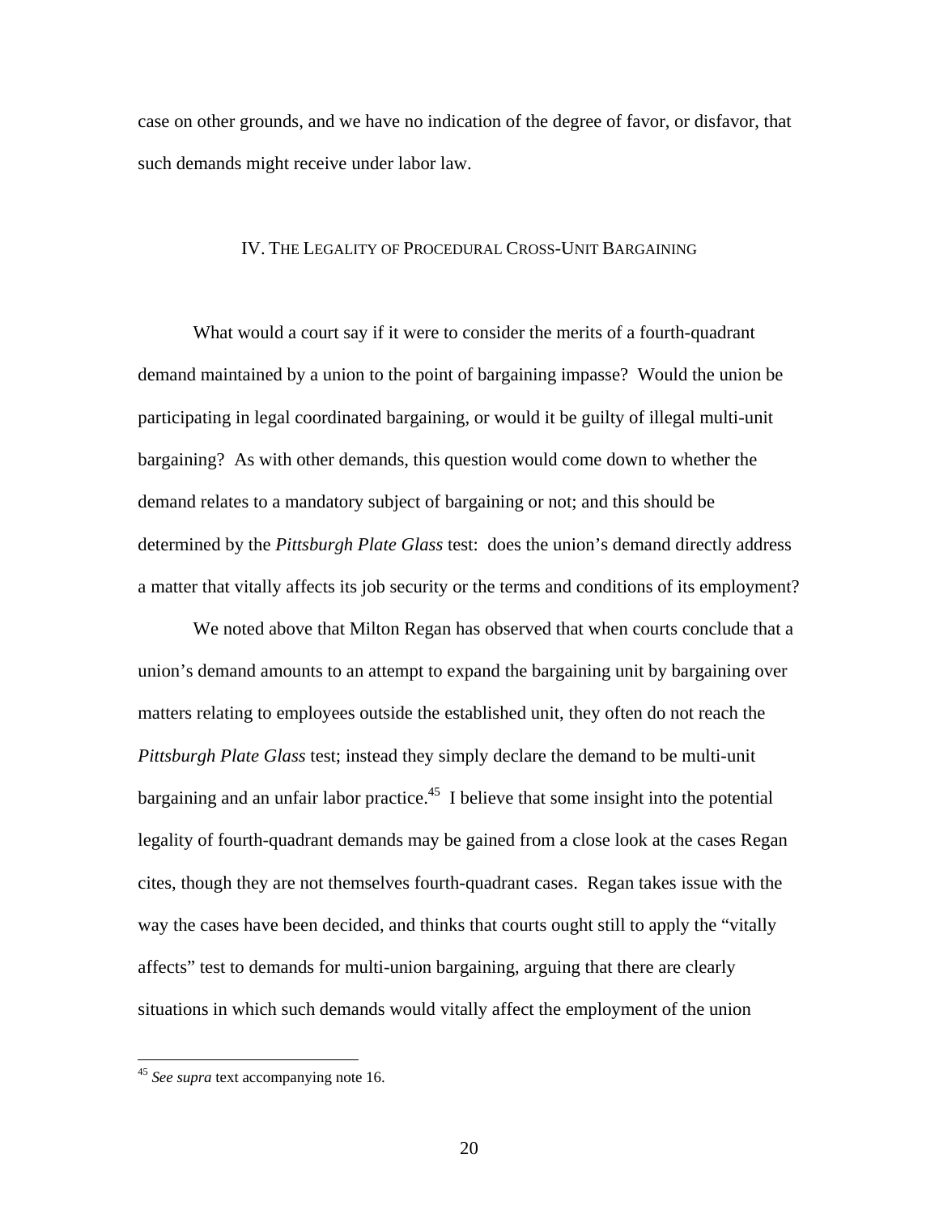case on other grounds, and we have no indication of the degree of favor, or disfavor, that such demands might receive under labor law.

## IV. The Legality of Procedural Cross-Unit Bargaining

What would a court say if it were to consider the merits of a fourth-quadrant demand maintained by a union to the point of bargaining impasse? Would the union be participating in legal coordinated bargaining, or would it be guilty of illegal multi-unit bargaining? As with other demands, this question would come down to whether the demand relates to a mandatory subject of bargaining or not; and this should be determined by the *Pittsburgh Plate Glass* test: does the union's demand directly address a matter that vitally affects its job security or the terms and conditions of its employment?

We noted above that Milton Regan has observed that when courts conclude that a union's demand amounts to an attempt to expand the bargaining unit by bargaining over matters relating to employees outside the established unit, they often do not reach the *Pittsburgh Plate Glass* test; instead they simply declare the demand to be multi-unit bargaining and an unfair labor practice.[45] I believe that some insight into the potential legality of fourth-quadrant demands may be gained from a close look at the cases Regan cites, though they are not themselves fourth-quadrant cases. Regan takes issue with the way the cases have been decided, and thinks that courts ought still to apply the "vitally affects" test to demands for multi-union bargaining, arguing that there are clearly situations in which such demands would vitally affect the employment of the union

---

[45] *See supra* text accompanying note 16.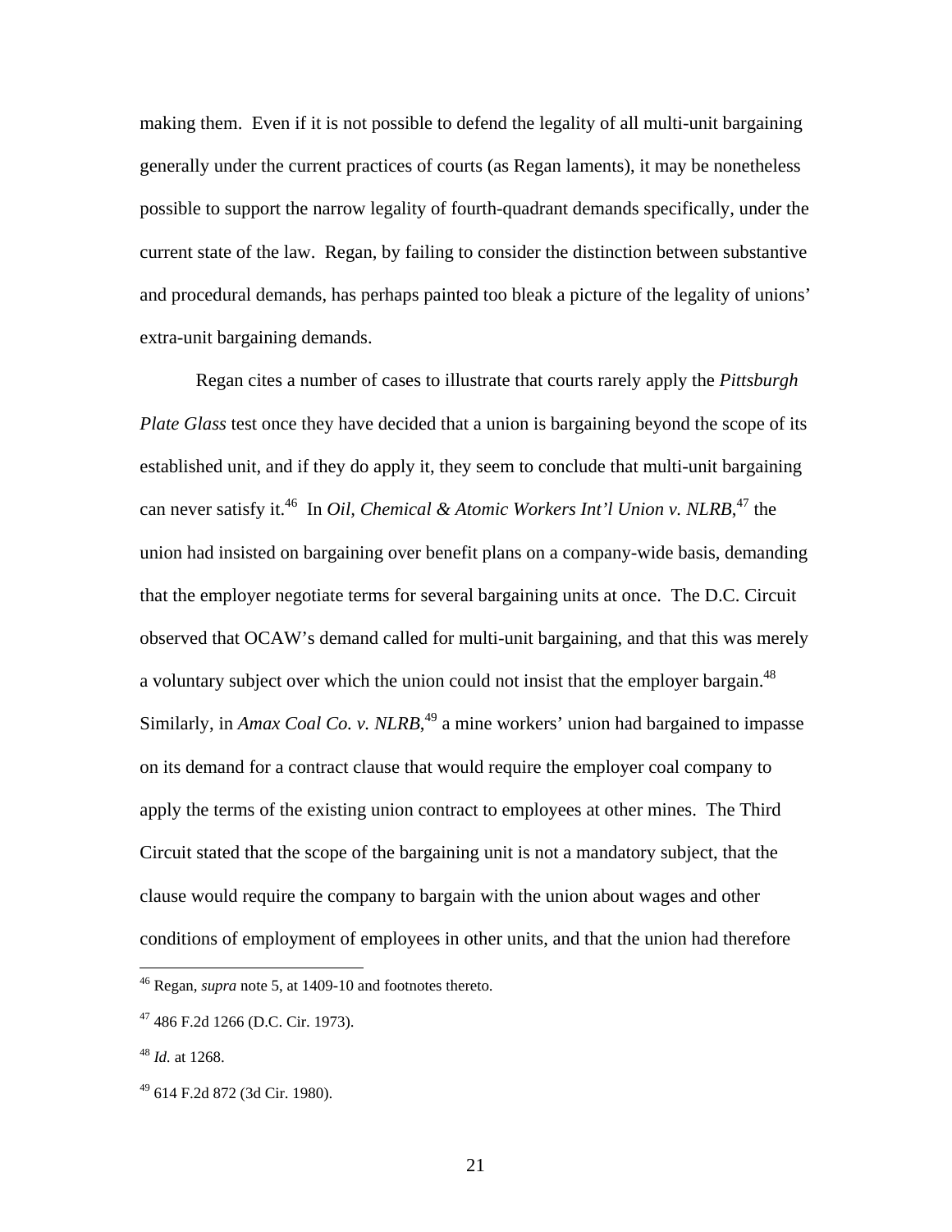making them. Even if it is not possible to defend the legality of all multi-unit bargaining generally under the current practices of courts (as Regan laments), it may be nonetheless possible to support the narrow legality of fourth-quadrant demands specifically, under the current state of the law. Regan, by failing to consider the distinction between substantive and procedural demands, has perhaps painted too bleak a picture of the legality of unions' extra-unit bargaining demands.

Regan cites a number of cases to illustrate that courts rarely apply the *Pittsburgh Plate Glass* test once they have decided that a union is bargaining beyond the scope of its established unit, and if they do apply it, they seem to conclude that multi-unit bargaining can never satisfy it.[46] In *Oil, Chemical & Atomic Workers Int'l Union v. NLRB*,[47] the union had insisted on bargaining over benefit plans on a company-wide basis, demanding that the employer negotiate terms for several bargaining units at once. The D.C. Circuit observed that OCAW's demand called for multi-unit bargaining, and that this was merely a voluntary subject over which the union could not insist that the employer bargain.[48] Similarly, in *Amax Coal Co. v. NLRB*,[49] a mine workers' union had bargained to impasse on its demand for a contract clause that would require the employer coal company to apply the terms of the existing union contract to employees at other mines. The Third Circuit stated that the scope of the bargaining unit is not a mandatory subject, that the clause would require the company to bargain with the union about wages and other conditions of employment of employees in other units, and that the union had therefore

---

[46] Regan, *supra* note 5, at 1409-10 and footnotes thereto.

[47] 486 F.2d 1266 (D.C. Cir. 1973).

[48] *Id.* at 1268.

[49] 614 F.2d 872 (3d Cir. 1980).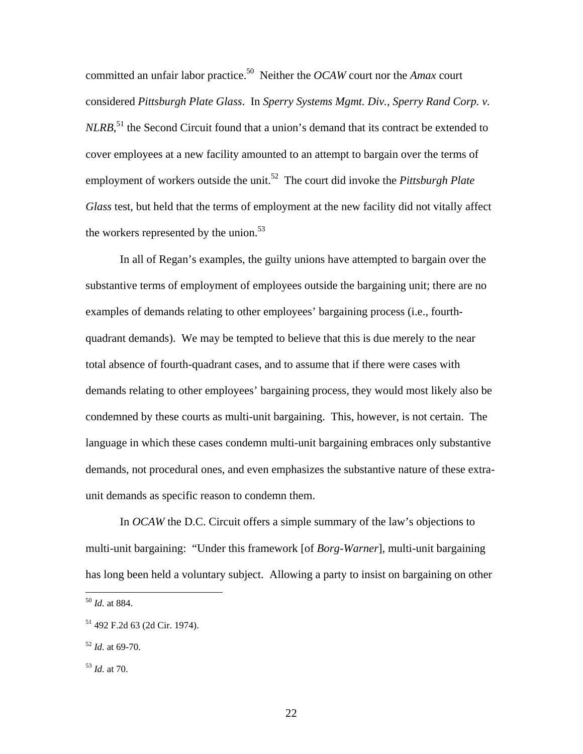committed an unfair labor practice.[50] Neither the *OCAW* court nor the *Amax* court considered *Pittsburgh Plate Glass*. In *Sperry Systems Mgmt. Div., Sperry Rand Corp. v. NLRB*,[51] the Second Circuit found that a union's demand that its contract be extended to cover employees at a new facility amounted to an attempt to bargain over the terms of employment of workers outside the unit.[52] The court did invoke the *Pittsburgh Plate Glass* test, but held that the terms of employment at the new facility did not vitally affect the workers represented by the union.[53]

In all of Regan's examples, the guilty unions have attempted to bargain over the substantive terms of employment of employees outside the bargaining unit; there are no examples of demands relating to other employees' bargaining process (i.e., fourth-quadrant demands). We may be tempted to believe that this is due merely to the near total absence of fourth-quadrant cases, and to assume that if there were cases with demands relating to other employees' bargaining process, they would most likely also be condemned by these courts as multi-unit bargaining. This, however, is not certain. The language in which these cases condemn multi-unit bargaining embraces only substantive demands, not procedural ones, and even emphasizes the substantive nature of these extra-unit demands as specific reason to condemn them.

In *OCAW* the D.C. Circuit offers a simple summary of the law's objections to multi-unit bargaining: "Under this framework [of *Borg-Warner*], multi-unit bargaining has long been held a voluntary subject. Allowing a party to insist on bargaining on other

---

[50] *Id.* at 884.

[51] 492 F.2d 63 (2d Cir. 1974).

[52] *Id.* at 69-70.

[53] *Id.* at 70.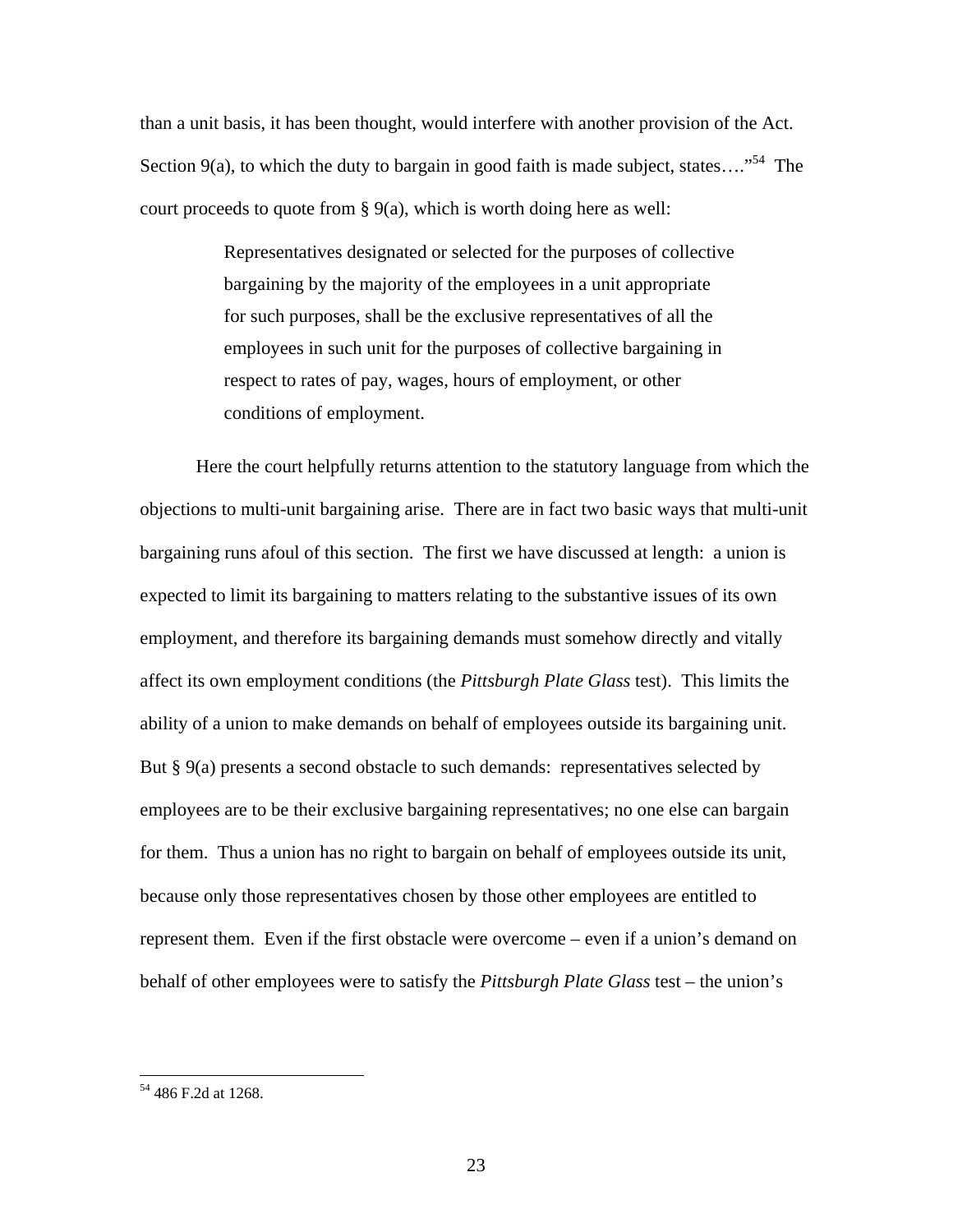than a unit basis, it has been thought, would interfere with another provision of the Act. Section 9(a), to which the duty to bargain in good faith is made subject, states…."[54] The court proceeds to quote from § 9(a), which is worth doing here as well:

> Representatives designated or selected for the purposes of collective bargaining by the majority of the employees in a unit appropriate for such purposes, shall be the exclusive representatives of all the employees in such unit for the purposes of collective bargaining in respect to rates of pay, wages, hours of employment, or other conditions of employment.

Here the court helpfully returns attention to the statutory language from which the objections to multi-unit bargaining arise. There are in fact two basic ways that multi-unit bargaining runs afoul of this section. The first we have discussed at length: a union is expected to limit its bargaining to matters relating to the substantive issues of its own employment, and therefore its bargaining demands must somehow directly and vitally affect its own employment conditions (the *Pittsburgh Plate Glass* test). This limits the ability of a union to make demands on behalf of employees outside its bargaining unit. But § 9(a) presents a second obstacle to such demands: representatives selected by employees are to be their exclusive bargaining representatives; no one else can bargain for them. Thus a union has no right to bargain on behalf of employees outside its unit, because only those representatives chosen by those other employees are entitled to represent them. Even if the first obstacle were overcome – even if a union's demand on behalf of other employees were to satisfy the *Pittsburgh Plate Glass* test – the union's

---

[54] 486 F.2d at 1268.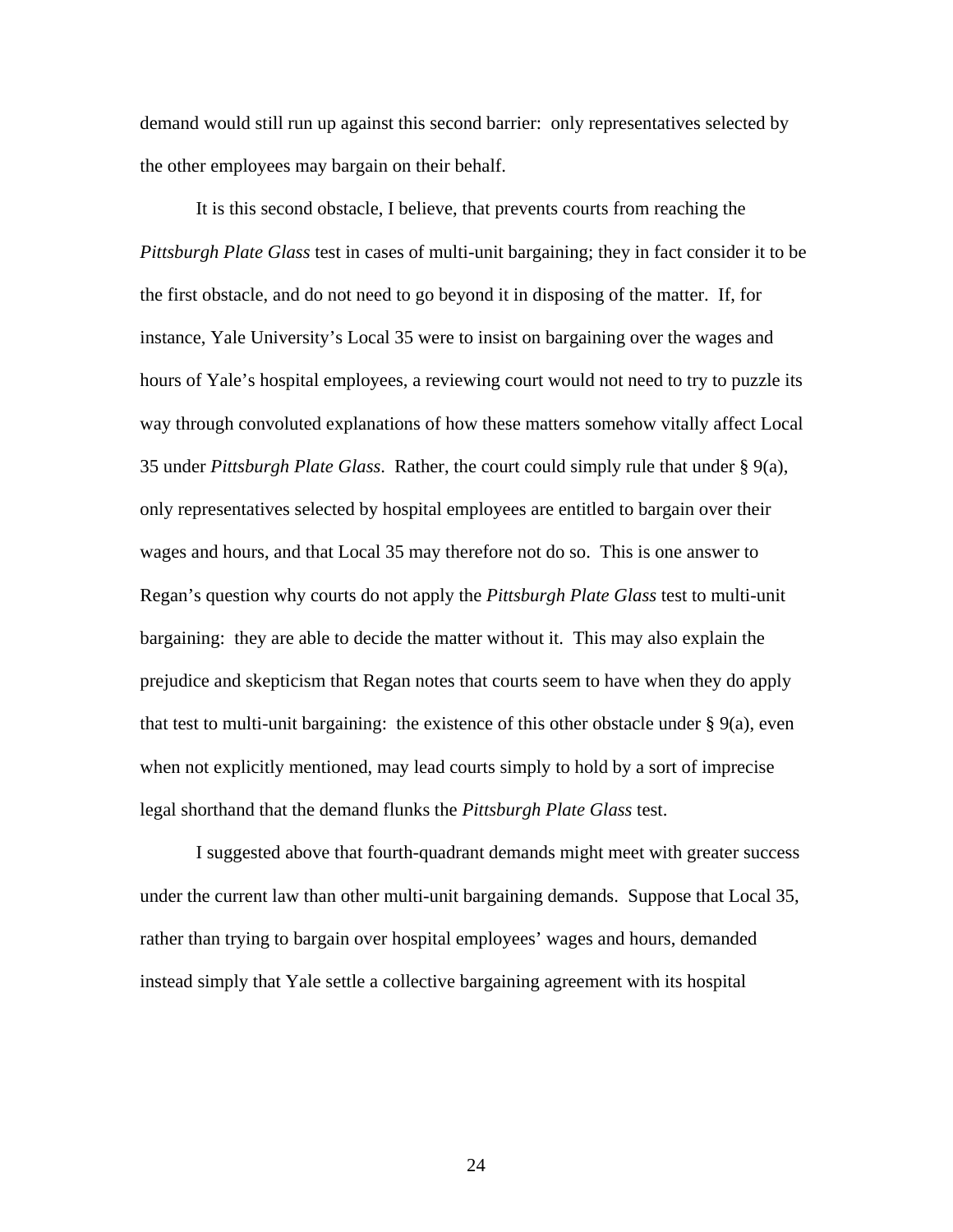demand would still run up against this second barrier:  only representatives selected by the other employees may bargain on their behalf.

It is this second obstacle, I believe, that prevents courts from reaching the *Pittsburgh Plate Glass* test in cases of multi-unit bargaining; they in fact consider it to be the first obstacle, and do not need to go beyond it in disposing of the matter.  If, for instance, Yale University's Local 35 were to insist on bargaining over the wages and hours of Yale's hospital employees, a reviewing court would not need to try to puzzle its way through convoluted explanations of how these matters somehow vitally affect Local 35 under *Pittsburgh Plate Glass*.  Rather, the court could simply rule that under § 9(a), only representatives selected by hospital employees are entitled to bargain over their wages and hours, and that Local 35 may therefore not do so.  This is one answer to Regan's question why courts do not apply the *Pittsburgh Plate Glass* test to multi-unit bargaining:  they are able to decide the matter without it.  This may also explain the prejudice and skepticism that Regan notes that courts seem to have when they do apply that test to multi-unit bargaining:  the existence of this other obstacle under § 9(a), even when not explicitly mentioned, may lead courts simply to hold by a sort of imprecise legal shorthand that the demand flunks the *Pittsburgh Plate Glass* test.

I suggested above that fourth-quadrant demands might meet with greater success under the current law than other multi-unit bargaining demands.  Suppose that Local 35, rather than trying to bargain over hospital employees' wages and hours, demanded instead simply that Yale settle a collective bargaining agreement with its hospital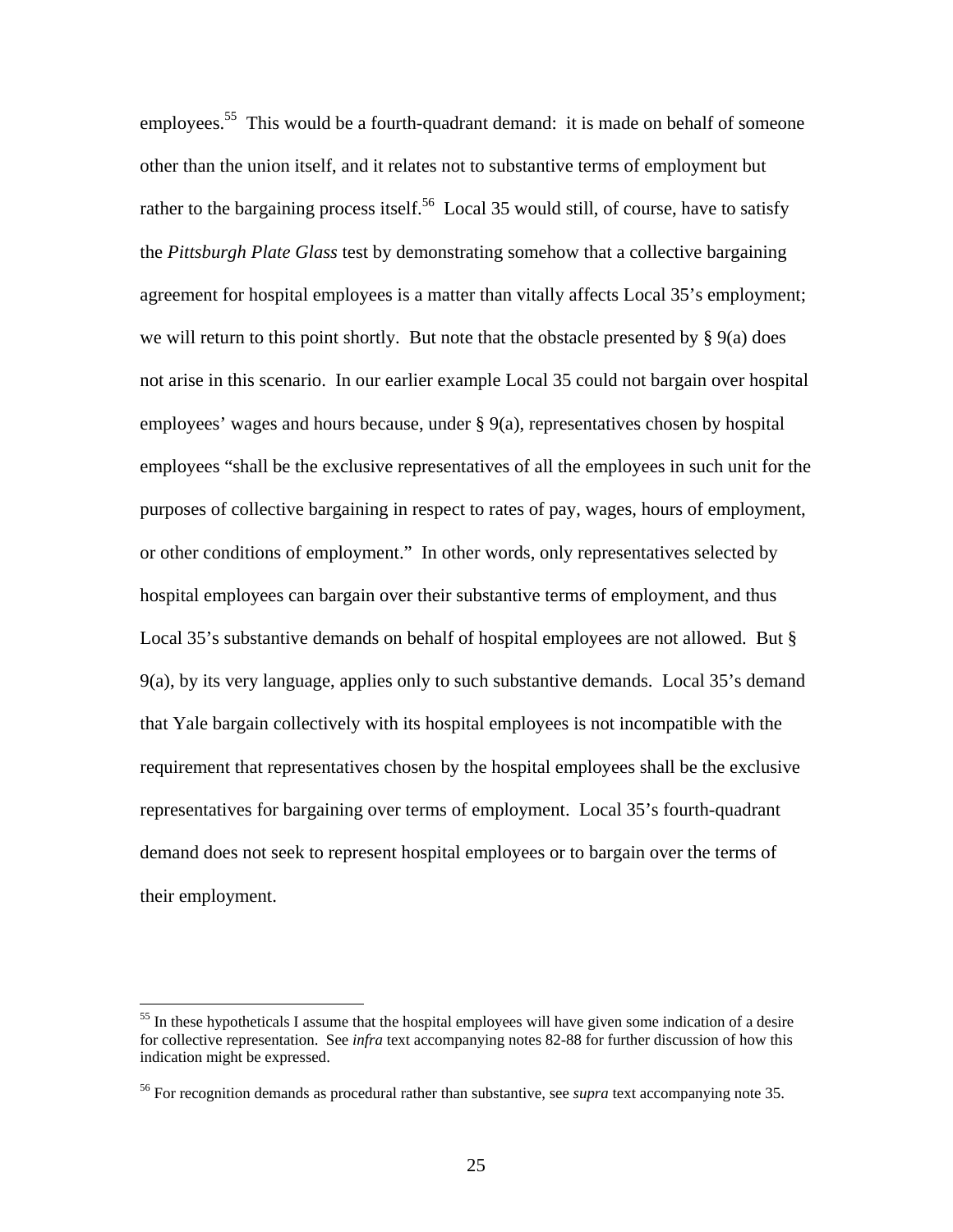employees.[55] This would be a fourth-quadrant demand: it is made on behalf of someone other than the union itself, and it relates not to substantive terms of employment but rather to the bargaining process itself.[56] Local 35 would still, of course, have to satisfy the *Pittsburgh Plate Glass* test by demonstrating somehow that a collective bargaining agreement for hospital employees is a matter than vitally affects Local 35's employment; we will return to this point shortly. But note that the obstacle presented by § 9(a) does not arise in this scenario. In our earlier example Local 35 could not bargain over hospital employees' wages and hours because, under § 9(a), representatives chosen by hospital employees "shall be the exclusive representatives of all the employees in such unit for the purposes of collective bargaining in respect to rates of pay, wages, hours of employment, or other conditions of employment." In other words, only representatives selected by hospital employees can bargain over their substantive terms of employment, and thus Local 35's substantive demands on behalf of hospital employees are not allowed. But § 9(a), by its very language, applies only to such substantive demands. Local 35's demand that Yale bargain collectively with its hospital employees is not incompatible with the requirement that representatives chosen by the hospital employees shall be the exclusive representatives for bargaining over terms of employment. Local 35's fourth-quadrant demand does not seek to represent hospital employees or to bargain over the terms of their employment.

[55] In these hypotheticals I assume that the hospital employees will have given some indication of a desire for collective representation. See *infra* text accompanying notes 82-88 for further discussion of how this indication might be expressed.

[56] For recognition demands as procedural rather than substantive, see *supra* text accompanying note 35.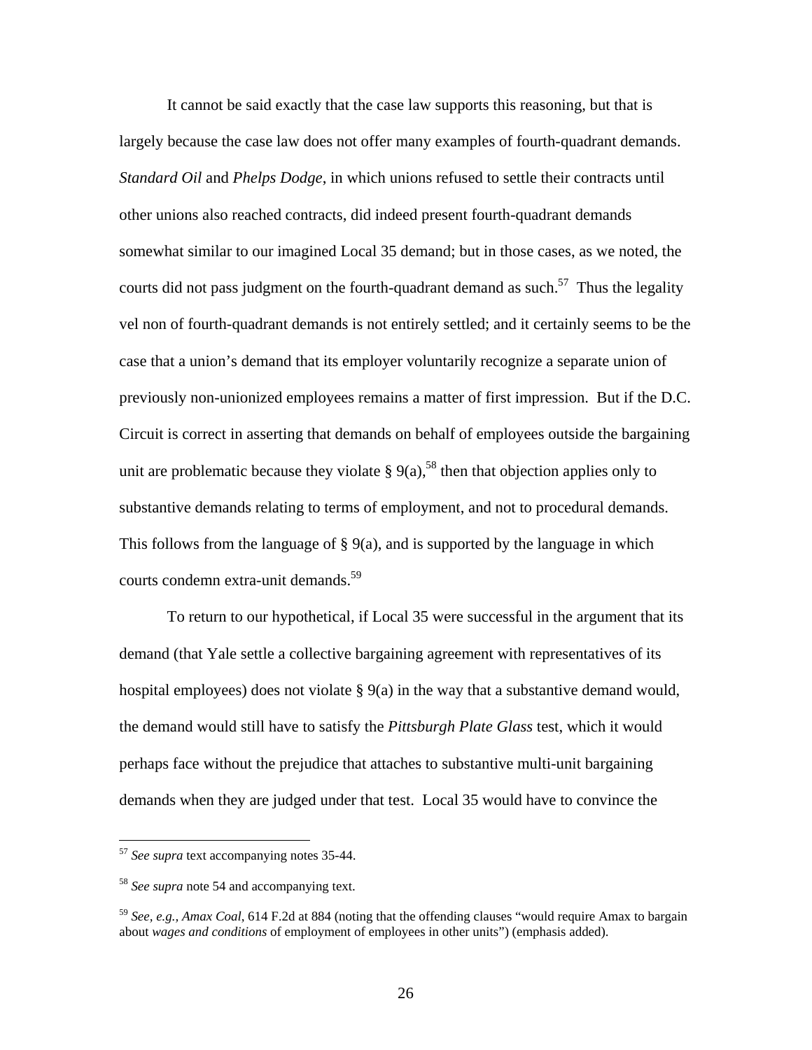It cannot be said exactly that the case law supports this reasoning, but that is largely because the case law does not offer many examples of fourth-quadrant demands. *Standard Oil* and *Phelps Dodge*, in which unions refused to settle their contracts until other unions also reached contracts, did indeed present fourth-quadrant demands somewhat similar to our imagined Local 35 demand; but in those cases, as we noted, the courts did not pass judgment on the fourth-quadrant demand as such.[57] Thus the legality vel non of fourth-quadrant demands is not entirely settled; and it certainly seems to be the case that a union's demand that its employer voluntarily recognize a separate union of previously non-unionized employees remains a matter of first impression. But if the D.C. Circuit is correct in asserting that demands on behalf of employees outside the bargaining unit are problematic because they violate § 9(a),[58] then that objection applies only to substantive demands relating to terms of employment, and not to procedural demands. This follows from the language of § 9(a), and is supported by the language in which courts condemn extra-unit demands.[59]

To return to our hypothetical, if Local 35 were successful in the argument that its demand (that Yale settle a collective bargaining agreement with representatives of its hospital employees) does not violate § 9(a) in the way that a substantive demand would, the demand would still have to satisfy the *Pittsburgh Plate Glass* test, which it would perhaps face without the prejudice that attaches to substantive multi-unit bargaining demands when they are judged under that test. Local 35 would have to convince the

---

[57] *See supra* text accompanying notes 35-44.

[58] *See supra* note 54 and accompanying text.

[59] *See, e.g., Amax Coal*, 614 F.2d at 884 (noting that the offending clauses "would require Amax to bargain about *wages and conditions* of employment of employees in other units") (emphasis added).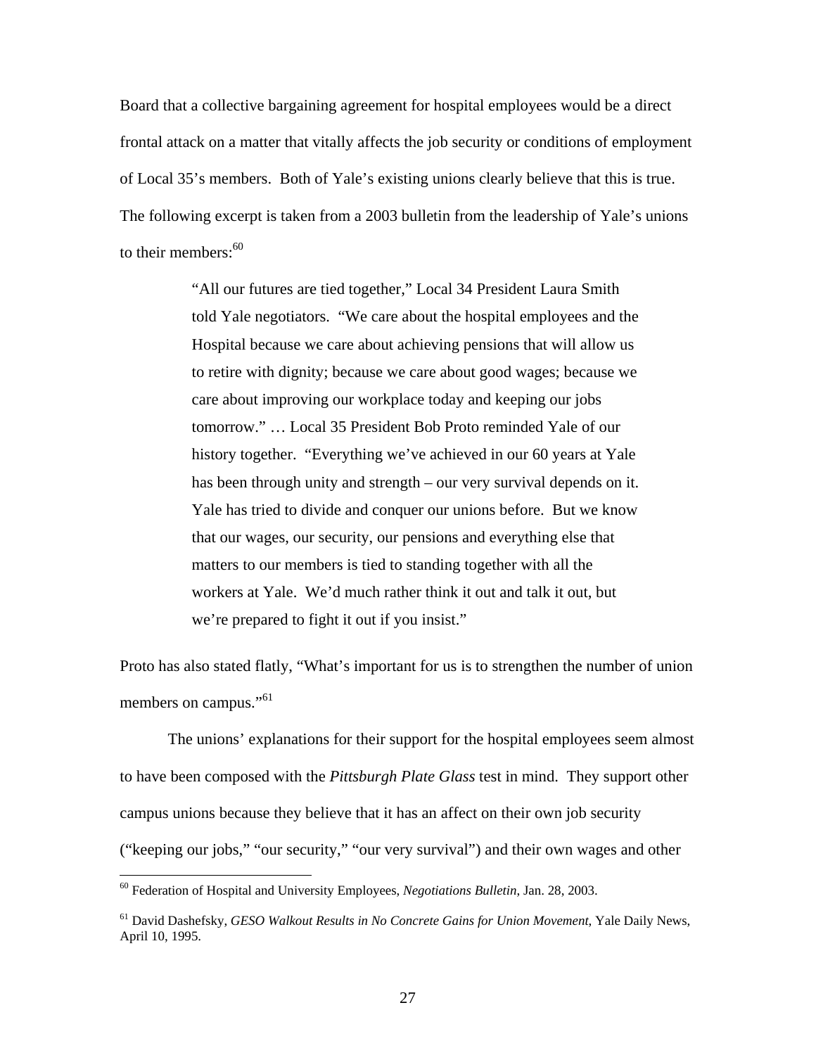Board that a collective bargaining agreement for hospital employees would be a direct frontal attack on a matter that vitally affects the job security or conditions of employment of Local 35's members. Both of Yale's existing unions clearly believe that this is true. The following excerpt is taken from a 2003 bulletin from the leadership of Yale's unions to their members:[60]

> "All our futures are tied together," Local 34 President Laura Smith told Yale negotiators. "We care about the hospital employees and the Hospital because we care about achieving pensions that will allow us to retire with dignity; because we care about good wages; because we care about improving our workplace today and keeping our jobs tomorrow." … Local 35 President Bob Proto reminded Yale of our history together. "Everything we've achieved in our 60 years at Yale has been through unity and strength – our very survival depends on it. Yale has tried to divide and conquer our unions before. But we know that our wages, our security, our pensions and everything else that matters to our members is tied to standing together with all the workers at Yale. We'd much rather think it out and talk it out, but we're prepared to fight it out if you insist."

Proto has also stated flatly, "What's important for us is to strengthen the number of union members on campus."[61]

The unions' explanations for their support for the hospital employees seem almost to have been composed with the *Pittsburgh Plate Glass* test in mind. They support other campus unions because they believe that it has an affect on their own job security ("keeping our jobs," "our security," "our very survival") and their own wages and other

---

[60] Federation of Hospital and University Employees, *Negotiations Bulletin*, Jan. 28, 2003.

[61] David Dashefsky, *GESO Walkout Results in No Concrete Gains for Union Movement*, Yale Daily News, April 10, 1995.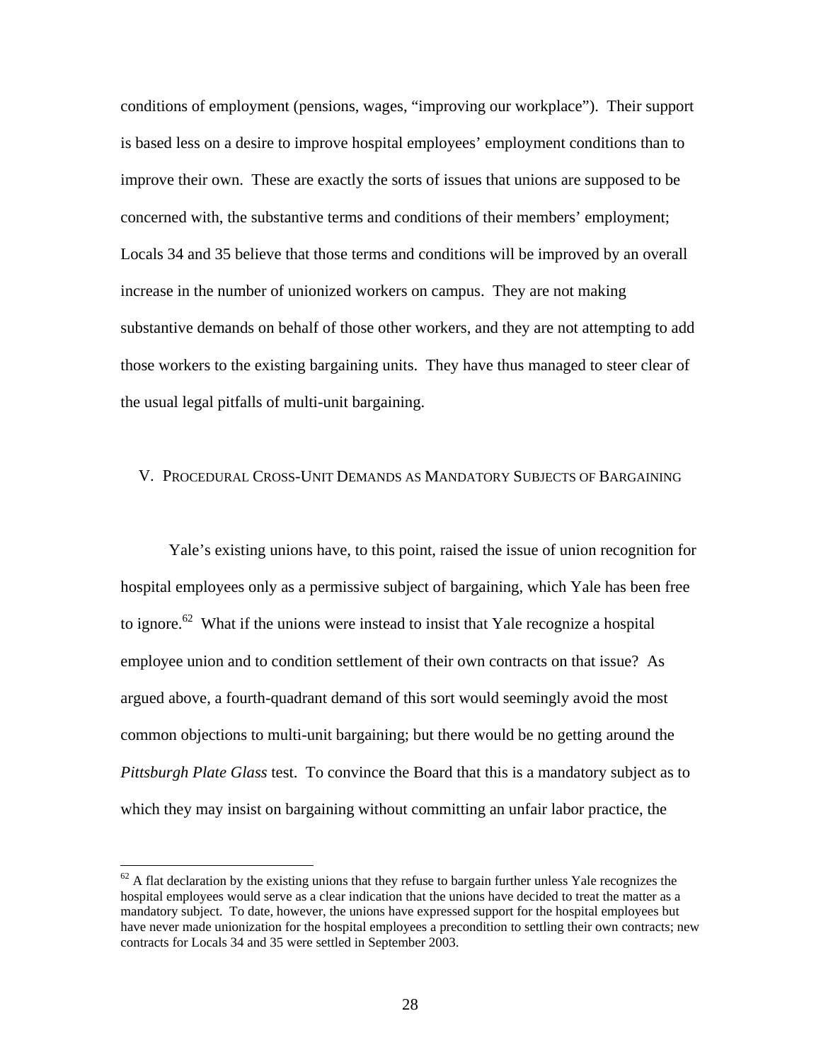conditions of employment (pensions, wages, "improving our workplace"). Their support is based less on a desire to improve hospital employees' employment conditions than to improve their own. These are exactly the sorts of issues that unions are supposed to be concerned with, the substantive terms and conditions of their members' employment; Locals 34 and 35 believe that those terms and conditions will be improved by an overall increase in the number of unionized workers on campus. They are not making substantive demands on behalf of those other workers, and they are not attempting to add those workers to the existing bargaining units. They have thus managed to steer clear of the usual legal pitfalls of multi-unit bargaining.

## V. Procedural Cross-Unit Demands as Mandatory Subjects of Bargaining

Yale's existing unions have, to this point, raised the issue of union recognition for hospital employees only as a permissive subject of bargaining, which Yale has been free to ignore.[62] What if the unions were instead to insist that Yale recognize a hospital employee union and to condition settlement of their own contracts on that issue? As argued above, a fourth-quadrant demand of this sort would seemingly avoid the most common objections to multi-unit bargaining; but there would be no getting around the *Pittsburgh Plate Glass* test. To convince the Board that this is a mandatory subject as to which they may insist on bargaining without committing an unfair labor practice, the

---

[62] A flat declaration by the existing unions that they refuse to bargain further unless Yale recognizes the hospital employees would serve as a clear indication that the unions have decided to treat the matter as a mandatory subject. To date, however, the unions have expressed support for the hospital employees but have never made unionization for the hospital employees a precondition to settling their own contracts; new contracts for Locals 34 and 35 were settled in September 2003.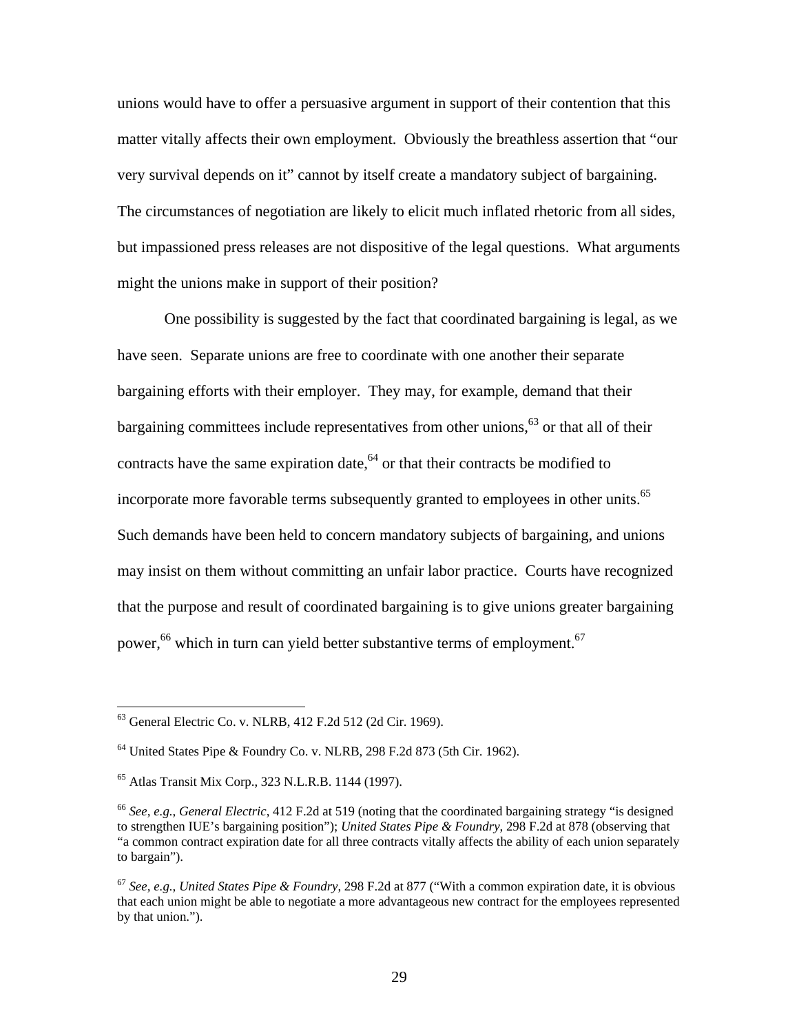unions would have to offer a persuasive argument in support of their contention that this matter vitally affects their own employment. Obviously the breathless assertion that "our very survival depends on it" cannot by itself create a mandatory subject of bargaining. The circumstances of negotiation are likely to elicit much inflated rhetoric from all sides, but impassioned press releases are not dispositive of the legal questions. What arguments might the unions make in support of their position?

One possibility is suggested by the fact that coordinated bargaining is legal, as we have seen. Separate unions are free to coordinate with one another their separate bargaining efforts with their employer. They may, for example, demand that their bargaining committees include representatives from other unions,[63] or that all of their contracts have the same expiration date,[64] or that their contracts be modified to incorporate more favorable terms subsequently granted to employees in other units.[65] Such demands have been held to concern mandatory subjects of bargaining, and unions may insist on them without committing an unfair labor practice. Courts have recognized that the purpose and result of coordinated bargaining is to give unions greater bargaining power,[66] which in turn can yield better substantive terms of employment.[67]

---

[63] General Electric Co. v. NLRB, 412 F.2d 512 (2d Cir. 1969).

[64] United States Pipe & Foundry Co. v. NLRB, 298 F.2d 873 (5th Cir. 1962).

[65] Atlas Transit Mix Corp., 323 N.L.R.B. 1144 (1997).

[66] *See, e.g.*, *General Electric*, 412 F.2d at 519 (noting that the coordinated bargaining strategy "is designed to strengthen IUE's bargaining position"); *United States Pipe & Foundry*, 298 F.2d at 878 (observing that "a common contract expiration date for all three contracts vitally affects the ability of each union separately to bargain").

[67] *See, e.g.*, *United States Pipe & Foundry*, 298 F.2d at 877 ("With a common expiration date, it is obvious that each union might be able to negotiate a more advantageous new contract for the employees represented by that union.").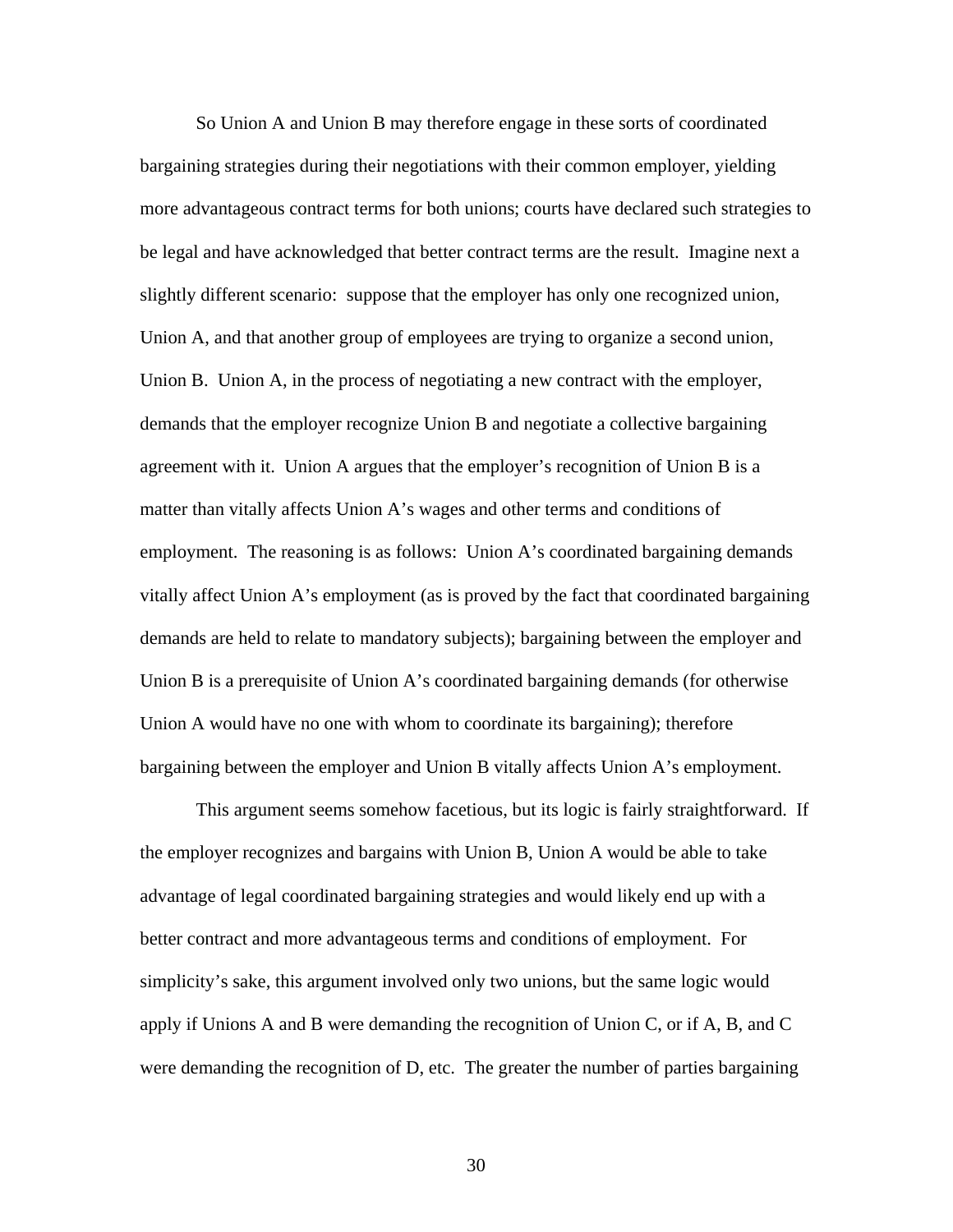So Union A and Union B may therefore engage in these sorts of coordinated bargaining strategies during their negotiations with their common employer, yielding more advantageous contract terms for both unions; courts have declared such strategies to be legal and have acknowledged that better contract terms are the result. Imagine next a slightly different scenario: suppose that the employer has only one recognized union, Union A, and that another group of employees are trying to organize a second union, Union B. Union A, in the process of negotiating a new contract with the employer, demands that the employer recognize Union B and negotiate a collective bargaining agreement with it. Union A argues that the employer's recognition of Union B is a matter than vitally affects Union A's wages and other terms and conditions of employment. The reasoning is as follows: Union A's coordinated bargaining demands vitally affect Union A's employment (as is proved by the fact that coordinated bargaining demands are held to relate to mandatory subjects); bargaining between the employer and Union B is a prerequisite of Union A's coordinated bargaining demands (for otherwise Union A would have no one with whom to coordinate its bargaining); therefore bargaining between the employer and Union B vitally affects Union A's employment.

This argument seems somehow facetious, but its logic is fairly straightforward. If the employer recognizes and bargains with Union B, Union A would be able to take advantage of legal coordinated bargaining strategies and would likely end up with a better contract and more advantageous terms and conditions of employment. For simplicity's sake, this argument involved only two unions, but the same logic would apply if Unions A and B were demanding the recognition of Union C, or if A, B, and C were demanding the recognition of D, etc. The greater the number of parties bargaining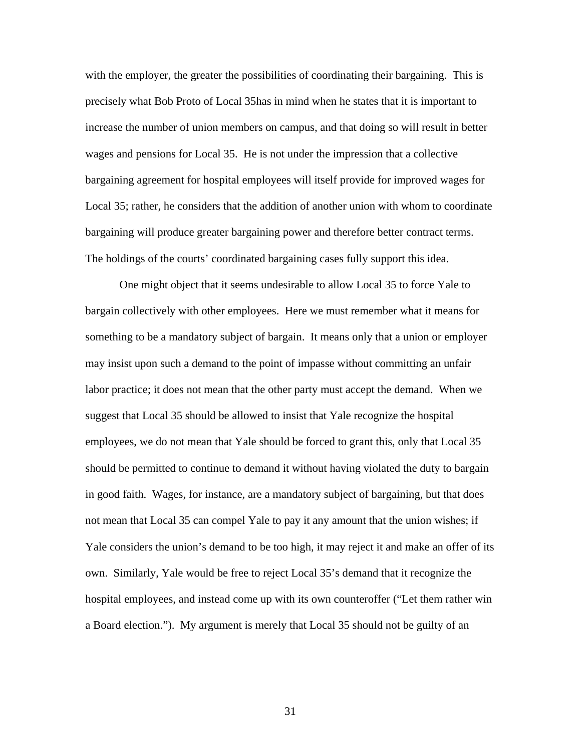with the employer, the greater the possibilities of coordinating their bargaining. This is precisely what Bob Proto of Local 35has in mind when he states that it is important to increase the number of union members on campus, and that doing so will result in better wages and pensions for Local 35. He is not under the impression that a collective bargaining agreement for hospital employees will itself provide for improved wages for Local 35; rather, he considers that the addition of another union with whom to coordinate bargaining will produce greater bargaining power and therefore better contract terms. The holdings of the courts' coordinated bargaining cases fully support this idea.

One might object that it seems undesirable to allow Local 35 to force Yale to bargain collectively with other employees. Here we must remember what it means for something to be a mandatory subject of bargain. It means only that a union or employer may insist upon such a demand to the point of impasse without committing an unfair labor practice; it does not mean that the other party must accept the demand. When we suggest that Local 35 should be allowed to insist that Yale recognize the hospital employees, we do not mean that Yale should be forced to grant this, only that Local 35 should be permitted to continue to demand it without having violated the duty to bargain in good faith. Wages, for instance, are a mandatory subject of bargaining, but that does not mean that Local 35 can compel Yale to pay it any amount that the union wishes; if Yale considers the union's demand to be too high, it may reject it and make an offer of its own. Similarly, Yale would be free to reject Local 35's demand that it recognize the hospital employees, and instead come up with its own counteroffer ("Let them rather win a Board election."). My argument is merely that Local 35 should not be guilty of an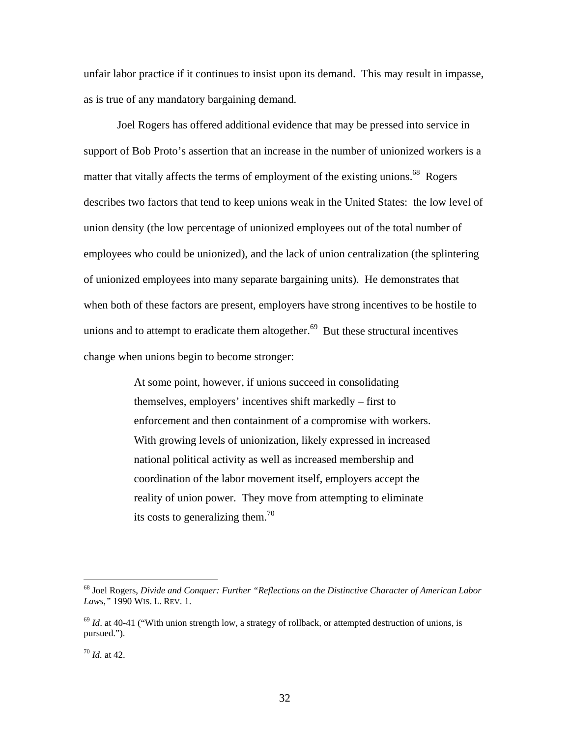unfair labor practice if it continues to insist upon its demand. This may result in impasse, as is true of any mandatory bargaining demand.

Joel Rogers has offered additional evidence that may be pressed into service in support of Bob Proto's assertion that an increase in the number of unionized workers is a matter that vitally affects the terms of employment of the existing unions.[68] Rogers describes two factors that tend to keep unions weak in the United States: the low level of union density (the low percentage of unionized employees out of the total number of employees who could be unionized), and the lack of union centralization (the splintering of unionized employees into many separate bargaining units). He demonstrates that when both of these factors are present, employers have strong incentives to be hostile to unions and to attempt to eradicate them altogether.[69] But these structural incentives change when unions begin to become stronger:

> At some point, however, if unions succeed in consolidating themselves, employers' incentives shift markedly – first to enforcement and then containment of a compromise with workers. With growing levels of unionization, likely expressed in increased national political activity as well as increased membership and coordination of the labor movement itself, employers accept the reality of union power. They move from attempting to eliminate its costs to generalizing them.[70]

---

[68] Joel Rogers, *Divide and Conquer: Further "Reflections on the Distinctive Character of American Labor Laws,"* 1990 WIS. L. REV. 1.

[69] *Id*. at 40-41 ("With union strength low, a strategy of rollback, or attempted destruction of unions, is pursued.").

[70] *Id.* at 42.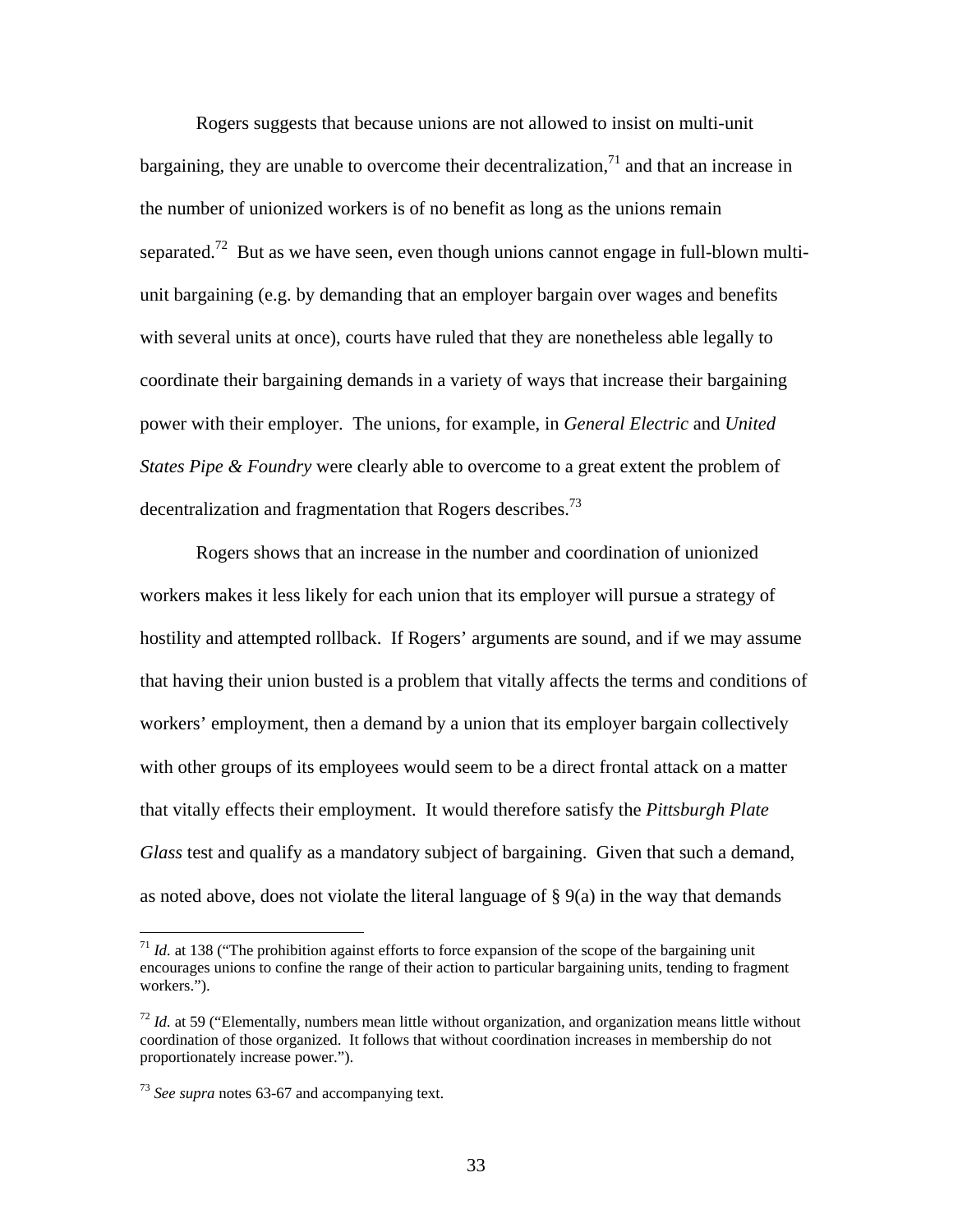Rogers suggests that because unions are not allowed to insist on multi-unit bargaining, they are unable to overcome their decentralization,[71] and that an increase in the number of unionized workers is of no benefit as long as the unions remain separated.[72] But as we have seen, even though unions cannot engage in full-blown multi-unit bargaining (e.g. by demanding that an employer bargain over wages and benefits with several units at once), courts have ruled that they are nonetheless able legally to coordinate their bargaining demands in a variety of ways that increase their bargaining power with their employer. The unions, for example, in *General Electric* and *United States Pipe & Foundry* were clearly able to overcome to a great extent the problem of decentralization and fragmentation that Rogers describes.[73]

Rogers shows that an increase in the number and coordination of unionized workers makes it less likely for each union that its employer will pursue a strategy of hostility and attempted rollback. If Rogers' arguments are sound, and if we may assume that having their union busted is a problem that vitally affects the terms and conditions of workers' employment, then a demand by a union that its employer bargain collectively with other groups of its employees would seem to be a direct frontal attack on a matter that vitally effects their employment. It would therefore satisfy the *Pittsburgh Plate Glass* test and qualify as a mandatory subject of bargaining. Given that such a demand, as noted above, does not violate the literal language of § 9(a) in the way that demands

---

[71] *Id.* at 138 ("The prohibition against efforts to force expansion of the scope of the bargaining unit encourages unions to confine the range of their action to particular bargaining units, tending to fragment workers.").

[72] *Id.* at 59 ("Elementally, numbers mean little without organization, and organization means little without coordination of those organized. It follows that without coordination increases in membership do not proportionately increase power.").

[73] *See supra* notes 63-67 and accompanying text.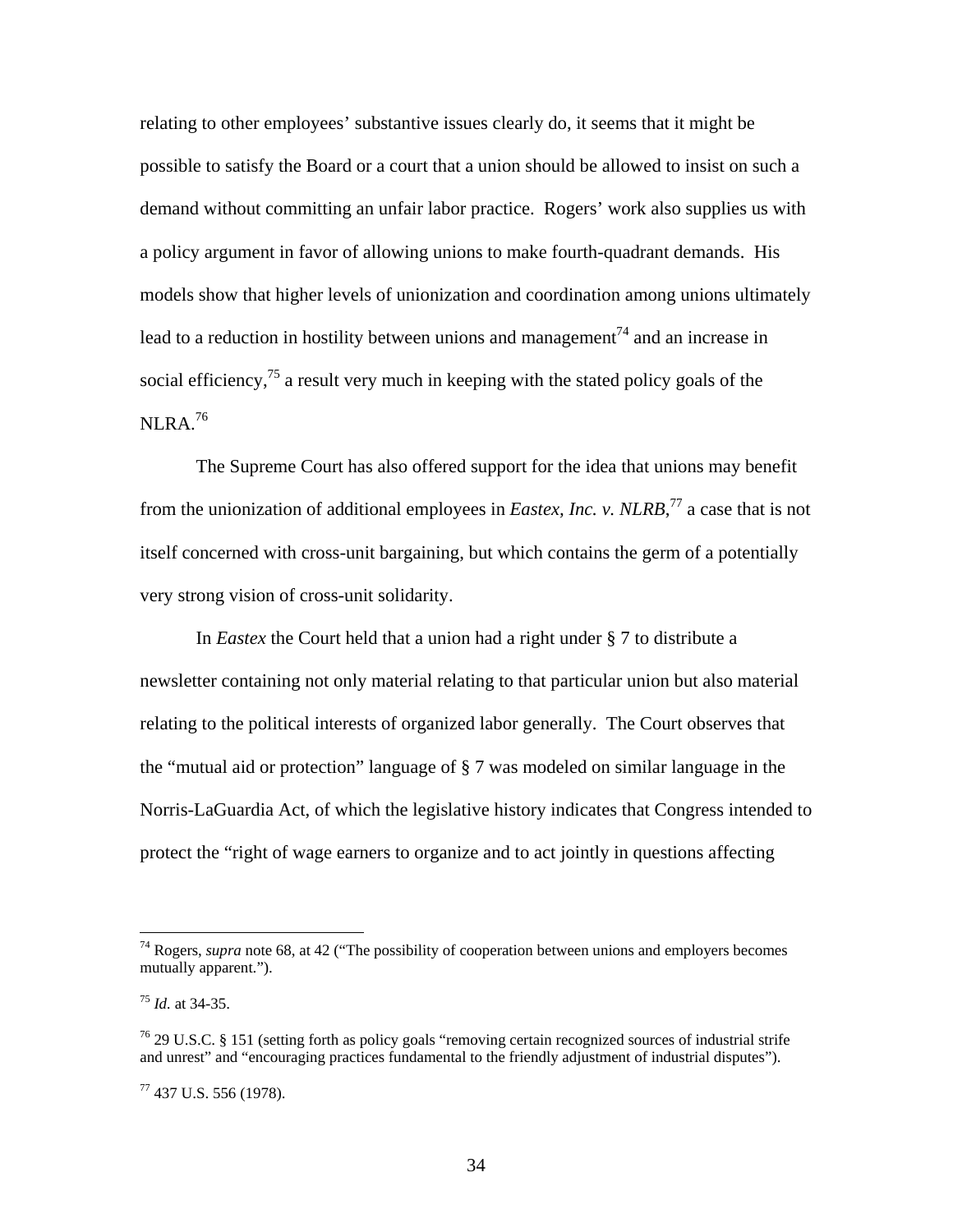relating to other employees' substantive issues clearly do, it seems that it might be possible to satisfy the Board or a court that a union should be allowed to insist on such a demand without committing an unfair labor practice. Rogers' work also supplies us with a policy argument in favor of allowing unions to make fourth-quadrant demands. His models show that higher levels of unionization and coordination among unions ultimately lead to a reduction in hostility between unions and management[74] and an increase in social efficiency,[75] a result very much in keeping with the stated policy goals of the NLRA.[76]

The Supreme Court has also offered support for the idea that unions may benefit from the unionization of additional employees in *Eastex, Inc. v. NLRB*,[77] a case that is not itself concerned with cross-unit bargaining, but which contains the germ of a potentially very strong vision of cross-unit solidarity.

In *Eastex* the Court held that a union had a right under § 7 to distribute a newsletter containing not only material relating to that particular union but also material relating to the political interests of organized labor generally. The Court observes that the "mutual aid or protection" language of § 7 was modeled on similar language in the Norris-LaGuardia Act, of which the legislative history indicates that Congress intended to protect the "right of wage earners to organize and to act jointly in questions affecting

---

[74] Rogers, *supra* note 68, at 42 ("The possibility of cooperation between unions and employers becomes mutually apparent.").

[75] *Id.* at 34-35.

[76] 29 U.S.C. § 151 (setting forth as policy goals "removing certain recognized sources of industrial strife and unrest" and "encouraging practices fundamental to the friendly adjustment of industrial disputes").

[77] 437 U.S. 556 (1978).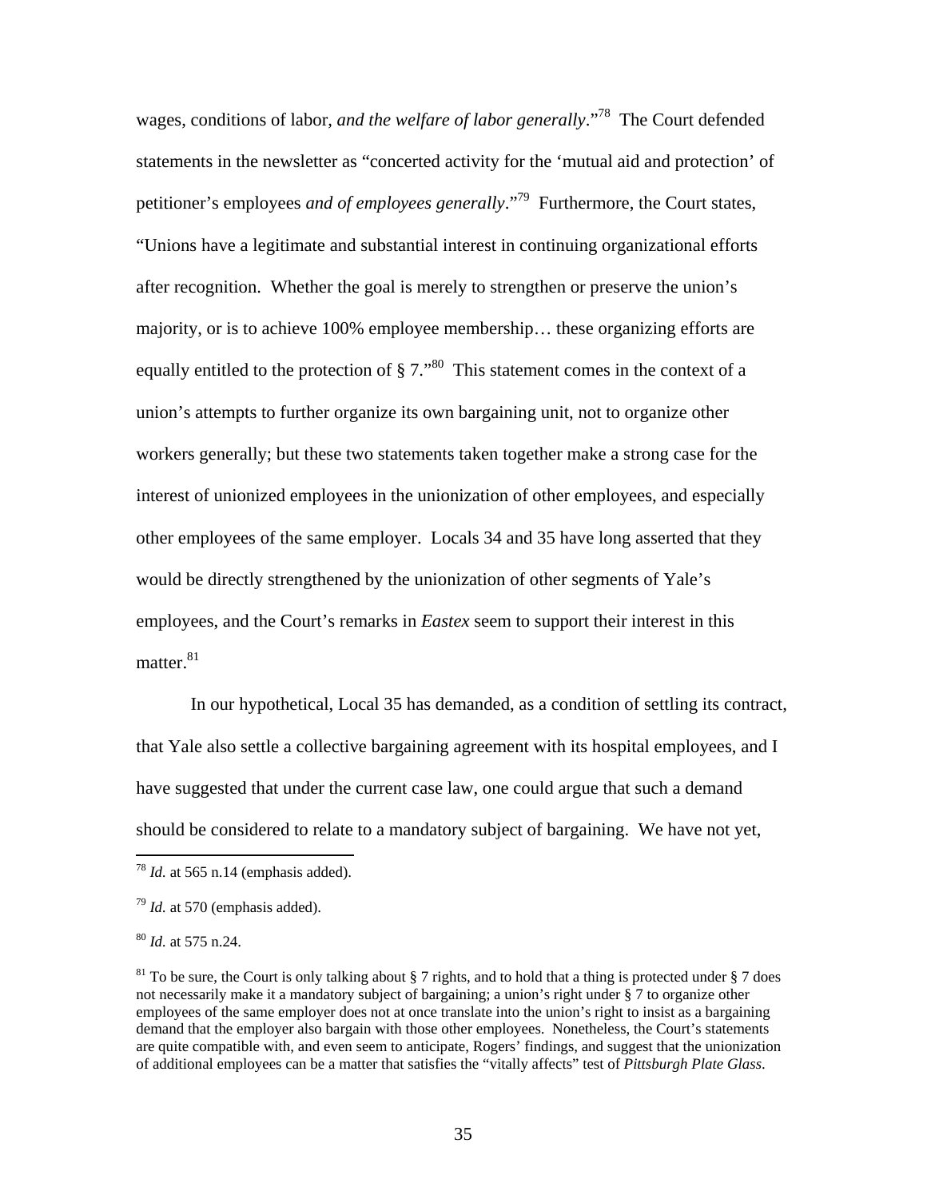wages, conditions of labor, *and the welfare of labor generally*."[78] The Court defended statements in the newsletter as "concerted activity for the 'mutual aid and protection' of petitioner's employees *and of employees generally*."[79] Furthermore, the Court states, "Unions have a legitimate and substantial interest in continuing organizational efforts after recognition. Whether the goal is merely to strengthen or preserve the union's majority, or is to achieve 100% employee membership… these organizing efforts are equally entitled to the protection of § 7."[80] This statement comes in the context of a union's attempts to further organize its own bargaining unit, not to organize other workers generally; but these two statements taken together make a strong case for the interest of unionized employees in the unionization of other employees, and especially other employees of the same employer. Locals 34 and 35 have long asserted that they would be directly strengthened by the unionization of other segments of Yale's employees, and the Court's remarks in *Eastex* seem to support their interest in this matter.[81]

In our hypothetical, Local 35 has demanded, as a condition of settling its contract, that Yale also settle a collective bargaining agreement with its hospital employees, and I have suggested that under the current case law, one could argue that such a demand should be considered to relate to a mandatory subject of bargaining. We have not yet,

---

[78] *Id.* at 565 n.14 (emphasis added).

[79] *Id.* at 570 (emphasis added).

[80] *Id.* at 575 n.24.

[81] To be sure, the Court is only talking about § 7 rights, and to hold that a thing is protected under § 7 does not necessarily make it a mandatory subject of bargaining; a union's right under § 7 to organize other employees of the same employer does not at once translate into the union's right to insist as a bargaining demand that the employer also bargain with those other employees. Nonetheless, the Court's statements are quite compatible with, and even seem to anticipate, Rogers' findings, and suggest that the unionization of additional employees can be a matter that satisfies the "vitally affects" test of *Pittsburgh Plate Glass*.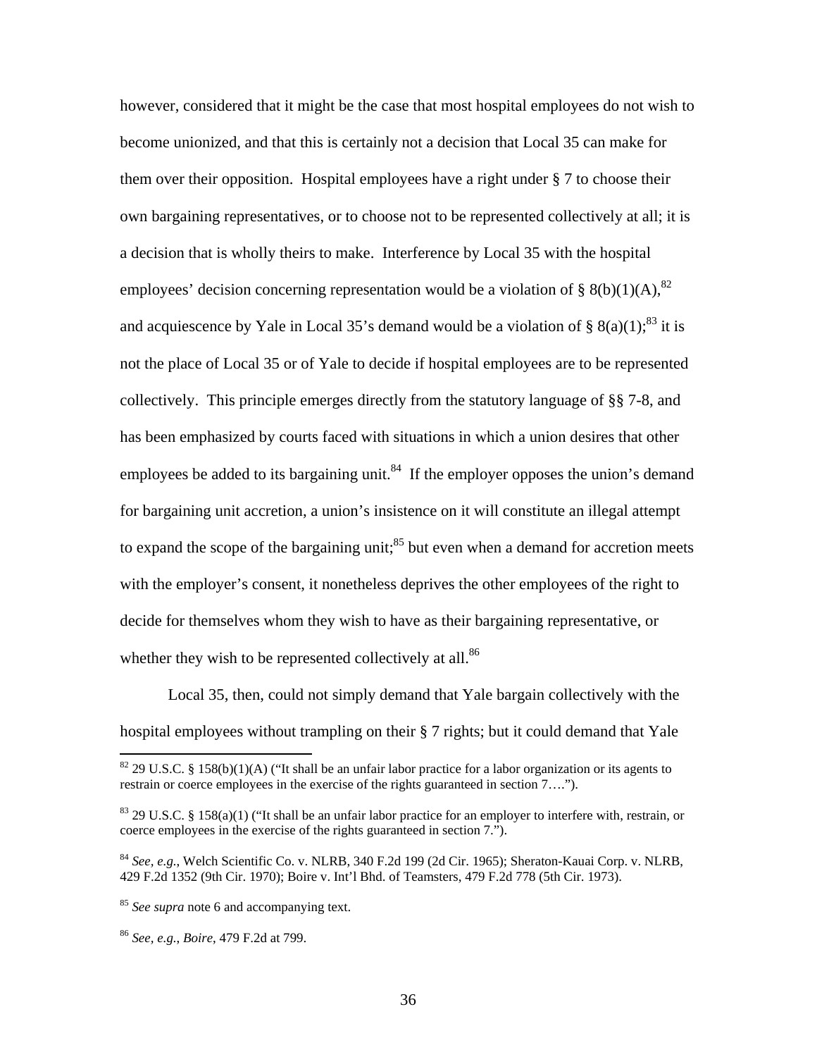however, considered that it might be the case that most hospital employees do not wish to become unionized, and that this is certainly not a decision that Local 35 can make for them over their opposition. Hospital employees have a right under § 7 to choose their own bargaining representatives, or to choose not to be represented collectively at all; it is a decision that is wholly theirs to make. Interference by Local 35 with the hospital employees' decision concerning representation would be a violation of § 8(b)(1)(A),[82] and acquiescence by Yale in Local 35's demand would be a violation of § 8(a)(1);[83] it is not the place of Local 35 or of Yale to decide if hospital employees are to be represented collectively. This principle emerges directly from the statutory language of §§ 7-8, and has been emphasized by courts faced with situations in which a union desires that other employees be added to its bargaining unit.[84] If the employer opposes the union's demand for bargaining unit accretion, a union's insistence on it will constitute an illegal attempt to expand the scope of the bargaining unit;[85] but even when a demand for accretion meets with the employer's consent, it nonetheless deprives the other employees of the right to decide for themselves whom they wish to have as their bargaining representative, or whether they wish to be represented collectively at all.[86]

Local 35, then, could not simply demand that Yale bargain collectively with the hospital employees without trampling on their § 7 rights; but it could demand that Yale

---

[82] 29 U.S.C. § 158(b)(1)(A) ("It shall be an unfair labor practice for a labor organization or its agents to restrain or coerce employees in the exercise of the rights guaranteed in section 7….").

[83] 29 U.S.C. § 158(a)(1) ("It shall be an unfair labor practice for an employer to interfere with, restrain, or coerce employees in the exercise of the rights guaranteed in section 7.").

[84] *See, e.g.*, Welch Scientific Co. v. NLRB, 340 F.2d 199 (2d Cir. 1965); Sheraton-Kauai Corp. v. NLRB, 429 F.2d 1352 (9th Cir. 1970); Boire v. Int'l Bhd. of Teamsters, 479 F.2d 778 (5th Cir. 1973).

[85] *See supra* note 6 and accompanying text.

[86] *See, e.g.*, *Boire*, 479 F.2d at 799.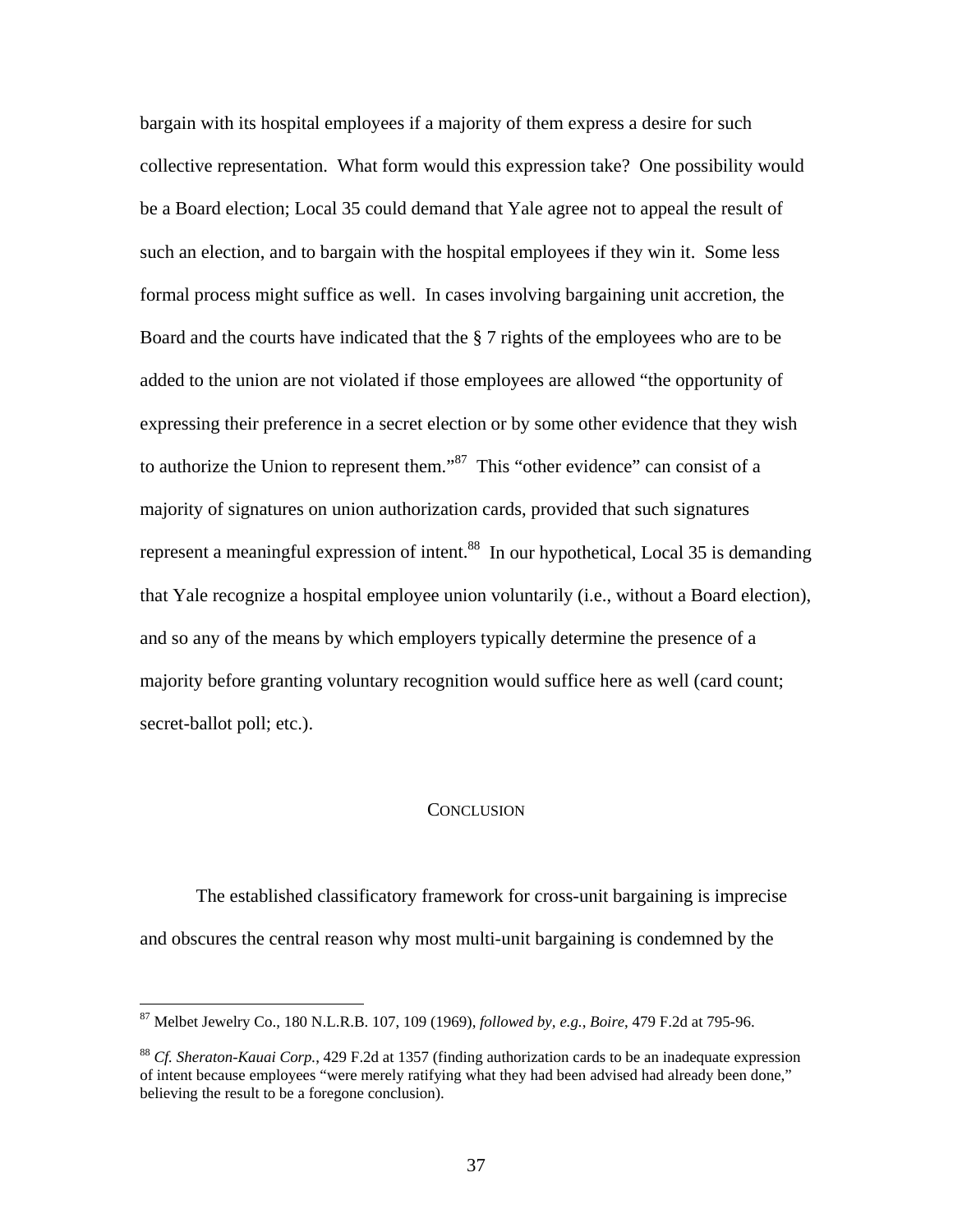bargain with its hospital employees if a majority of them express a desire for such collective representation. What form would this expression take? One possibility would be a Board election; Local 35 could demand that Yale agree not to appeal the result of such an election, and to bargain with the hospital employees if they win it. Some less formal process might suffice as well. In cases involving bargaining unit accretion, the Board and the courts have indicated that the § 7 rights of the employees who are to be added to the union are not violated if those employees are allowed "the opportunity of expressing their preference in a secret election or by some other evidence that they wish to authorize the Union to represent them."[87] This "other evidence" can consist of a majority of signatures on union authorization cards, provided that such signatures represent a meaningful expression of intent.[88] In our hypothetical, Local 35 is demanding that Yale recognize a hospital employee union voluntarily (i.e., without a Board election), and so any of the means by which employers typically determine the presence of a majority before granting voluntary recognition would suffice here as well (card count; secret-ballot poll; etc.).

## CONCLUSION

The established classificatory framework for cross-unit bargaining is imprecise and obscures the central reason why most multi-unit bargaining is condemned by the

---

[87] Melbet Jewelry Co., 180 N.L.R.B. 107, 109 (1969), *followed by, e.g., Boire*, 479 F.2d at 795-96.

[88] *Cf. Sheraton-Kauai Corp.*, 429 F.2d at 1357 (finding authorization cards to be an inadequate expression of intent because employees "were merely ratifying what they had been advised had already been done," believing the result to be a foregone conclusion).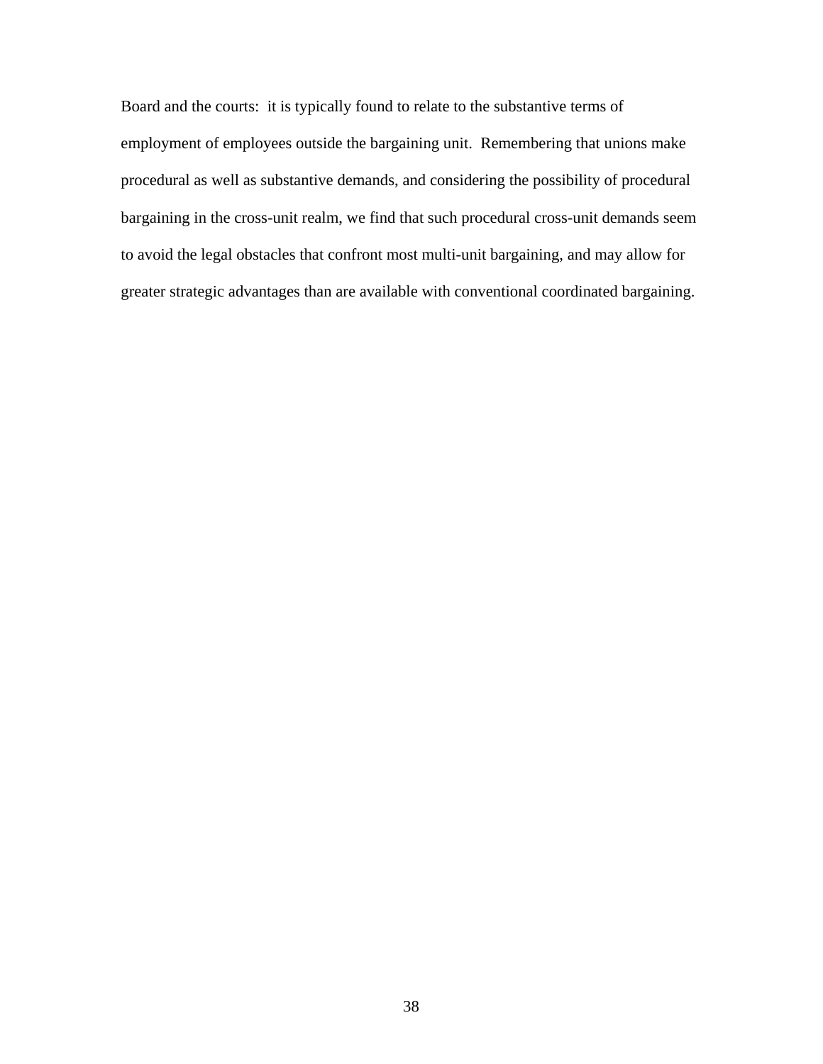Board and the courts: it is typically found to relate to the substantive terms of employment of employees outside the bargaining unit. Remembering that unions make procedural as well as substantive demands, and considering the possibility of procedural bargaining in the cross-unit realm, we find that such procedural cross-unit demands seem to avoid the legal obstacles that confront most multi-unit bargaining, and may allow for greater strategic advantages than are available with conventional coordinated bargaining.